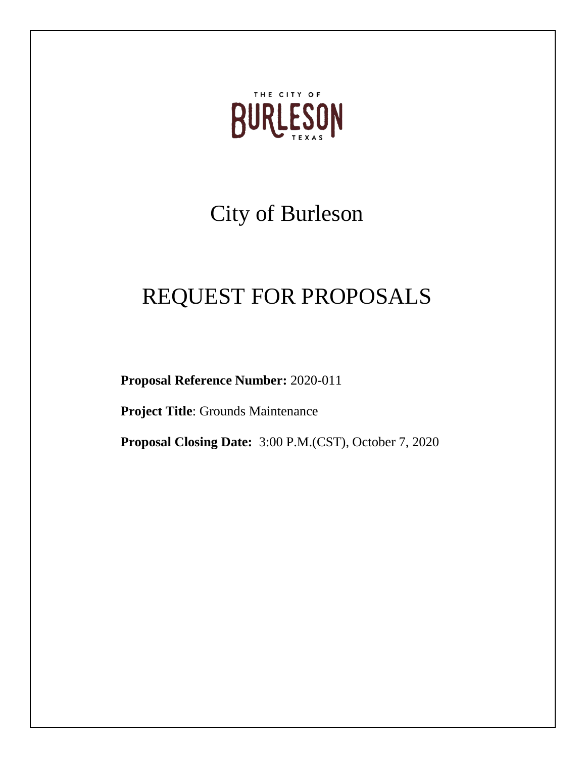THE CITY OF

BURLESON

TEXAS

# City of Burleson

# REQUEST FOR PROPOSALS

**Proposal Reference Number:** 2020-011

**Project Title**: Grounds Maintenance

**Proposal Closing Date:** 3:00 P.M.(CST), October 7, 2020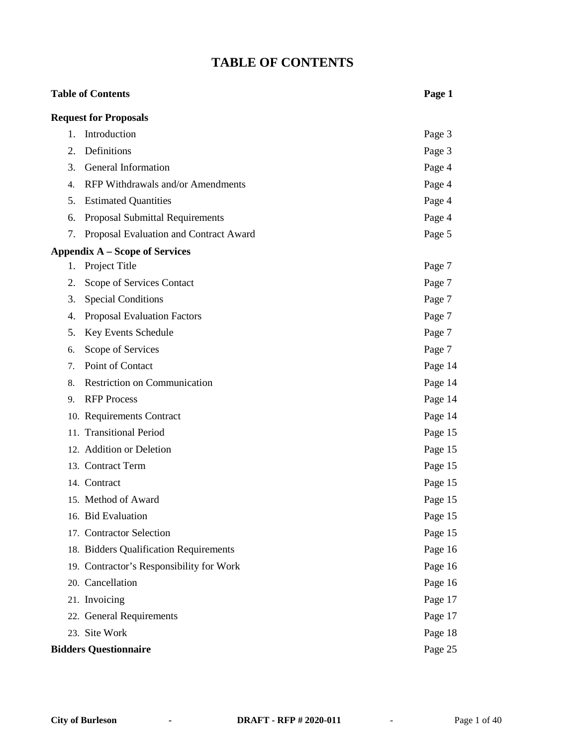# TABLE OF CONTENTS

| | |
|---|---|
| **Table of Contents** | **Page 1** |
| **Request for Proposals** | |
| 1. Introduction | Page 3 |
| 2. Definitions | Page 3 |
| 3. General Information | Page 4 |
| 4. RFP Withdrawals and/or Amendments | Page 4 |
| 5. Estimated Quantities | Page 4 |
| 6. Proposal Submittal Requirements | Page 4 |
| 7. Proposal Evaluation and Contract Award | Page 5 |
| **Appendix A – Scope of Services** | |
| 1. Project Title | Page 7 |
| 2. Scope of Services Contact | Page 7 |
| 3. Special Conditions | Page 7 |
| 4. Proposal Evaluation Factors | Page 7 |
| 5. Key Events Schedule | Page 7 |
| 6. Scope of Services | Page 7 |
| 7. Point of Contact | Page 14 |
| 8. Restriction on Communication | Page 14 |
| 9. RFP Process | Page 14 |
| 10. Requirements Contract | Page 14 |
| 11. Transitional Period | Page 15 |
| 12. Addition or Deletion | Page 15 |
| 13. Contract Term | Page 15 |
| 14. Contract | Page 15 |
| 15. Method of Award | Page 15 |
| 16. Bid Evaluation | Page 15 |
| 17. Contractor Selection | Page 15 |
| 18. Bidders Qualification Requirements | Page 16 |
| 19. Contractor's Responsibility for Work | Page 16 |
| 20. Cancellation | Page 16 |
| 21. Invoicing | Page 17 |
| 22. General Requirements | Page 17 |
| 23. Site Work | Page 18 |
| **Bidders Questionnaire** | Page 25 |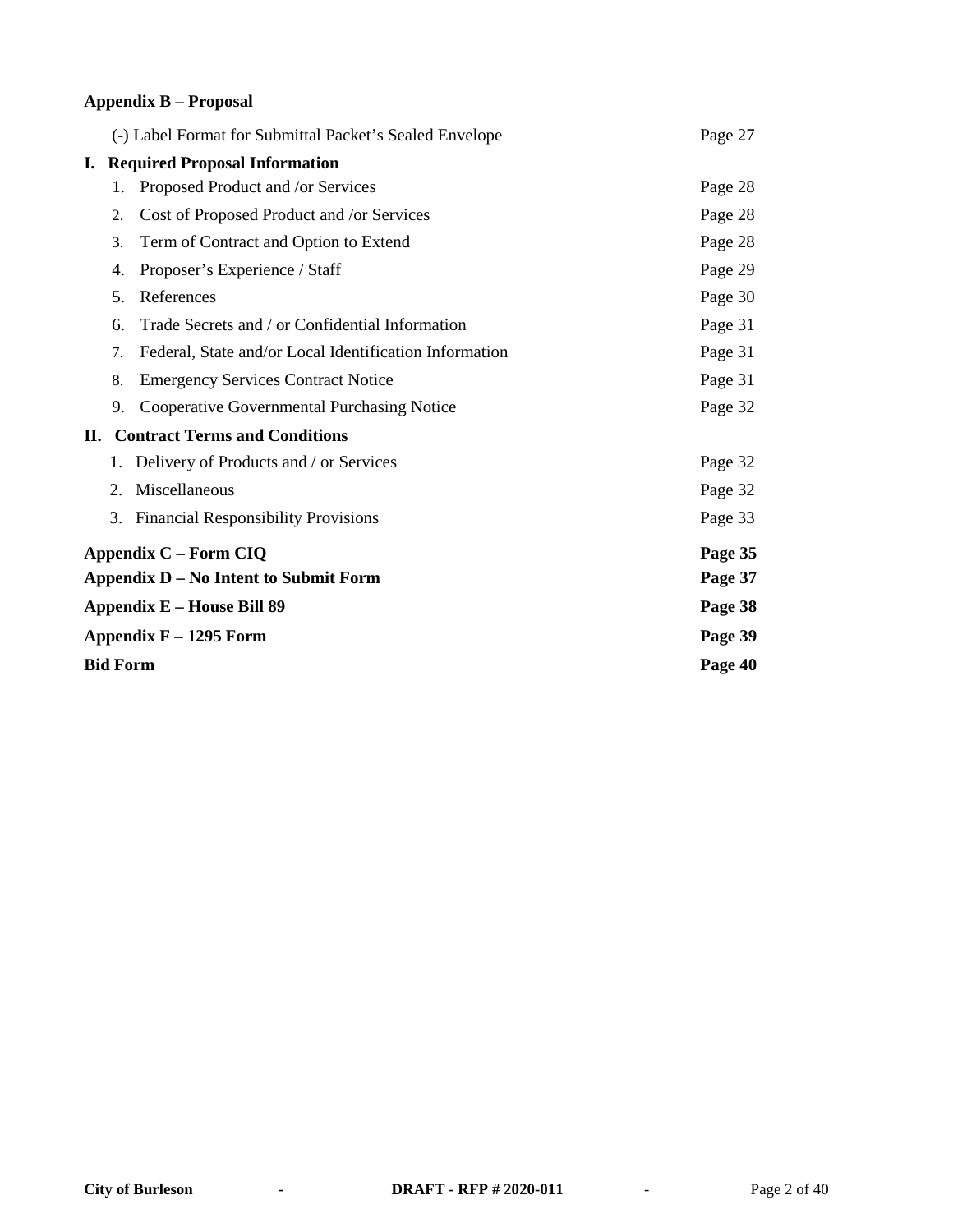**Appendix B – Proposal**

| | |
|---|---|
| (-) Label Format for Submittal Packet's Sealed Envelope | Page 27 |
| **I. Required Proposal Information** | |
| 1. Proposed Product and /or Services | Page 28 |
| 2. Cost of Proposed Product and /or Services | Page 28 |
| 3. Term of Contract and Option to Extend | Page 28 |
| 4. Proposer's Experience / Staff | Page 29 |
| 5. References | Page 30 |
| 6. Trade Secrets and / or Confidential Information | Page 31 |
| 7. Federal, State and/or Local Identification Information | Page 31 |
| 8. Emergency Services Contract Notice | Page 31 |
| 9. Cooperative Governmental Purchasing Notice | Page 32 |
| **II. Contract Terms and Conditions** | |
| 1. Delivery of Products and / or Services | Page 32 |
| 2. Miscellaneous | Page 32 |
| 3. Financial Responsibility Provisions | Page 33 |
| **Appendix C – Form CIQ** | **Page 35** |
| **Appendix D – No Intent to Submit Form** | **Page 37** |
| **Appendix E – House Bill 89** | **Page 38** |
| **Appendix F – 1295 Form** | **Page 39** |
| **Bid Form** | **Page 40** |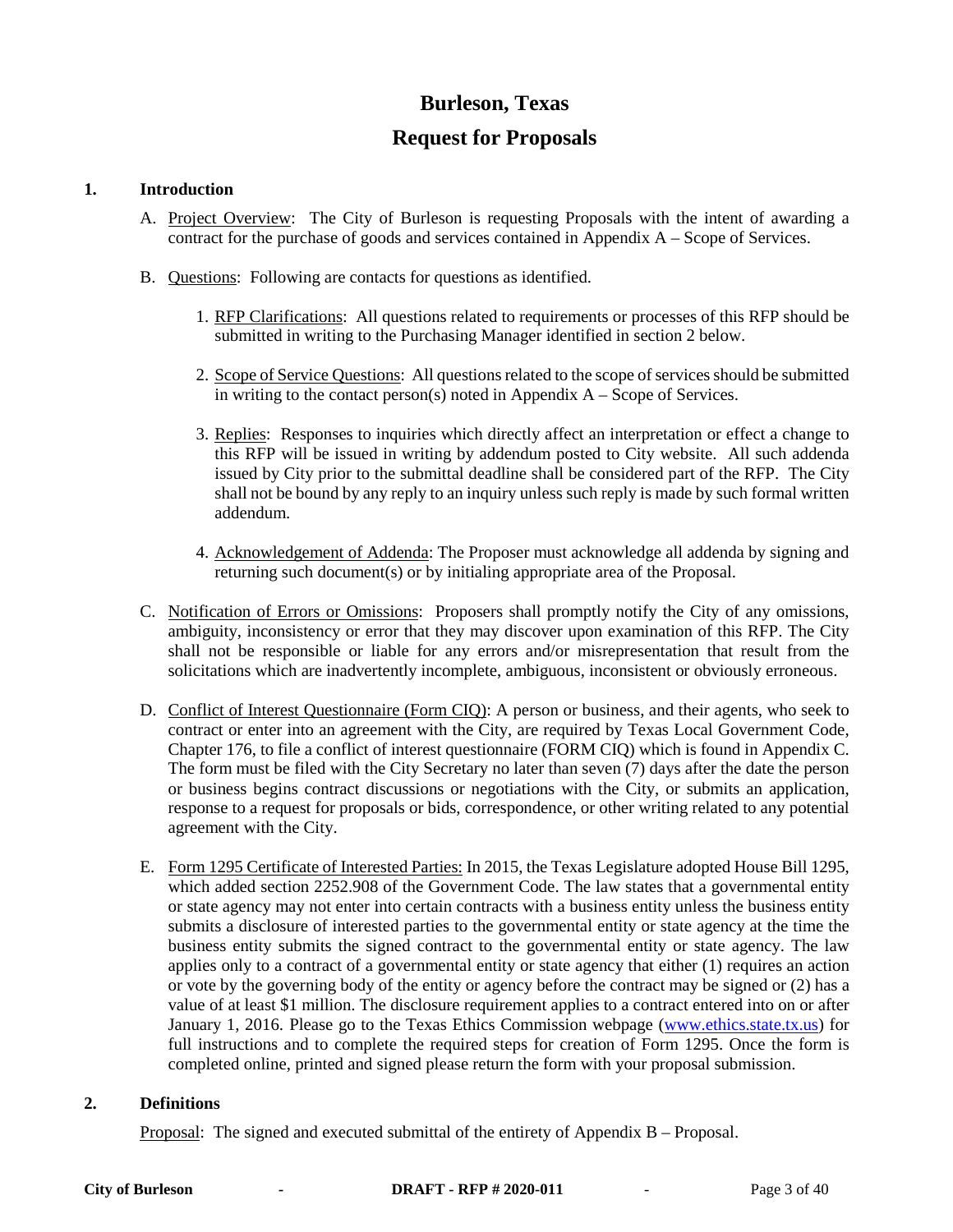# Burleson, Texas

# Request for Proposals

## 1. Introduction

A. Project Overview: The City of Burleson is requesting Proposals with the intent of awarding a contract for the purchase of goods and services contained in Appendix A – Scope of Services.

B. Questions: Following are contacts for questions as identified.

1. RFP Clarifications: All questions related to requirements or processes of this RFP should be submitted in writing to the Purchasing Manager identified in section 2 below.

2. Scope of Service Questions: All questions related to the scope of services should be submitted in writing to the contact person(s) noted in Appendix A – Scope of Services.

3. Replies: Responses to inquiries which directly affect an interpretation or effect a change to this RFP will be issued in writing by addendum posted to City website. All such addenda issued by City prior to the submittal deadline shall be considered part of the RFP. The City shall not be bound by any reply to an inquiry unless such reply is made by such formal written addendum.

4. Acknowledgement of Addenda: The Proposer must acknowledge all addenda by signing and returning such document(s) or by initialing appropriate area of the Proposal.

C. Notification of Errors or Omissions: Proposers shall promptly notify the City of any omissions, ambiguity, inconsistency or error that they may discover upon examination of this RFP. The City shall not be responsible or liable for any errors and/or misrepresentation that result from the solicitations which are inadvertently incomplete, ambiguous, inconsistent or obviously erroneous.

D. Conflict of Interest Questionnaire (Form CIQ): A person or business, and their agents, who seek to contract or enter into an agreement with the City, are required by Texas Local Government Code, Chapter 176, to file a conflict of interest questionnaire (FORM CIQ) which is found in Appendix C. The form must be filed with the City Secretary no later than seven (7) days after the date the person or business begins contract discussions or negotiations with the City, or submits an application, response to a request for proposals or bids, correspondence, or other writing related to any potential agreement with the City.

E. Form 1295 Certificate of Interested Parties: In 2015, the Texas Legislature adopted House Bill 1295, which added section 2252.908 of the Government Code. The law states that a governmental entity or state agency may not enter into certain contracts with a business entity unless the business entity submits a disclosure of interested parties to the governmental entity or state agency at the time the business entity submits the signed contract to the governmental entity or state agency. The law applies only to a contract of a governmental entity or state agency that either (1) requires an action or vote by the governing body of the entity or agency before the contract may be signed or (2) has a value of at least $1 million. The disclosure requirement applies to a contract entered into on or after January 1, 2016. Please go to the Texas Ethics Commission webpage (www.ethics.state.tx.us) for full instructions and to complete the required steps for creation of Form 1295. Once the form is completed online, printed and signed please return the form with your proposal submission.

## 2. Definitions

Proposal: The signed and executed submittal of the entirety of Appendix B – Proposal.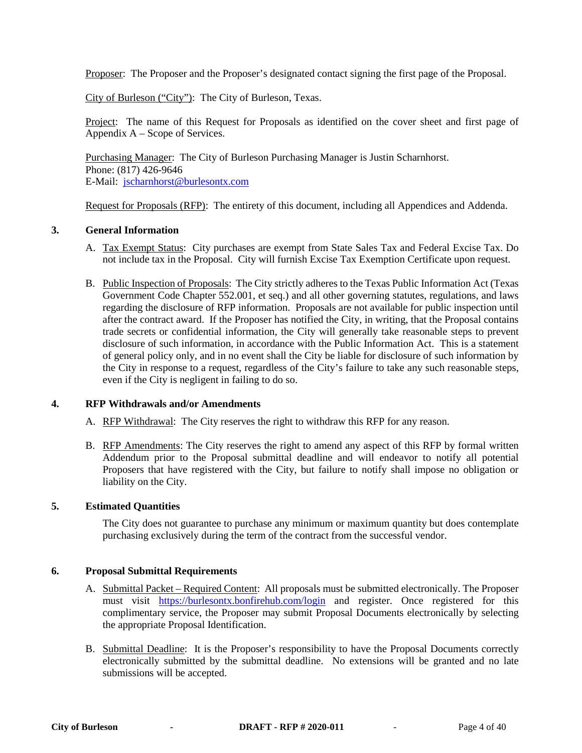Proposer: The Proposer and the Proposer's designated contact signing the first page of the Proposal.

City of Burleson ("City"): The City of Burleson, Texas.

Project: The name of this Request for Proposals as identified on the cover sheet and first page of Appendix A – Scope of Services.

Purchasing Manager: The City of Burleson Purchasing Manager is Justin Scharnhorst.
Phone: (817) 426-9646
E-Mail: jscharnhorst@burlesontx.com

Request for Proposals (RFP): The entirety of this document, including all Appendices and Addenda.

## 3. General Information

A. Tax Exempt Status: City purchases are exempt from State Sales Tax and Federal Excise Tax. Do not include tax in the Proposal. City will furnish Excise Tax Exemption Certificate upon request.

B. Public Inspection of Proposals: The City strictly adheres to the Texas Public Information Act (Texas Government Code Chapter 552.001, et seq.) and all other governing statutes, regulations, and laws regarding the disclosure of RFP information. Proposals are not available for public inspection until after the contract award. If the Proposer has notified the City, in writing, that the Proposal contains trade secrets or confidential information, the City will generally take reasonable steps to prevent disclosure of such information, in accordance with the Public Information Act. This is a statement of general policy only, and in no event shall the City be liable for disclosure of such information by the City in response to a request, regardless of the City's failure to take any such reasonable steps, even if the City is negligent in failing to do so.

## 4. RFP Withdrawals and/or Amendments

A. RFP Withdrawal: The City reserves the right to withdraw this RFP for any reason.

B. RFP Amendments: The City reserves the right to amend any aspect of this RFP by formal written Addendum prior to the Proposal submittal deadline and will endeavor to notify all potential Proposers that have registered with the City, but failure to notify shall impose no obligation or liability on the City.

## 5. Estimated Quantities

The City does not guarantee to purchase any minimum or maximum quantity but does contemplate purchasing exclusively during the term of the contract from the successful vendor.

## 6. Proposal Submittal Requirements

A. Submittal Packet – Required Content: All proposals must be submitted electronically. The Proposer must visit https://burlesontx.bonfirehub.com/login and register. Once registered for this complimentary service, the Proposer may submit Proposal Documents electronically by selecting the appropriate Proposal Identification.

B. Submittal Deadline: It is the Proposer's responsibility to have the Proposal Documents correctly electronically submitted by the submittal deadline. No extensions will be granted and no late submissions will be accepted.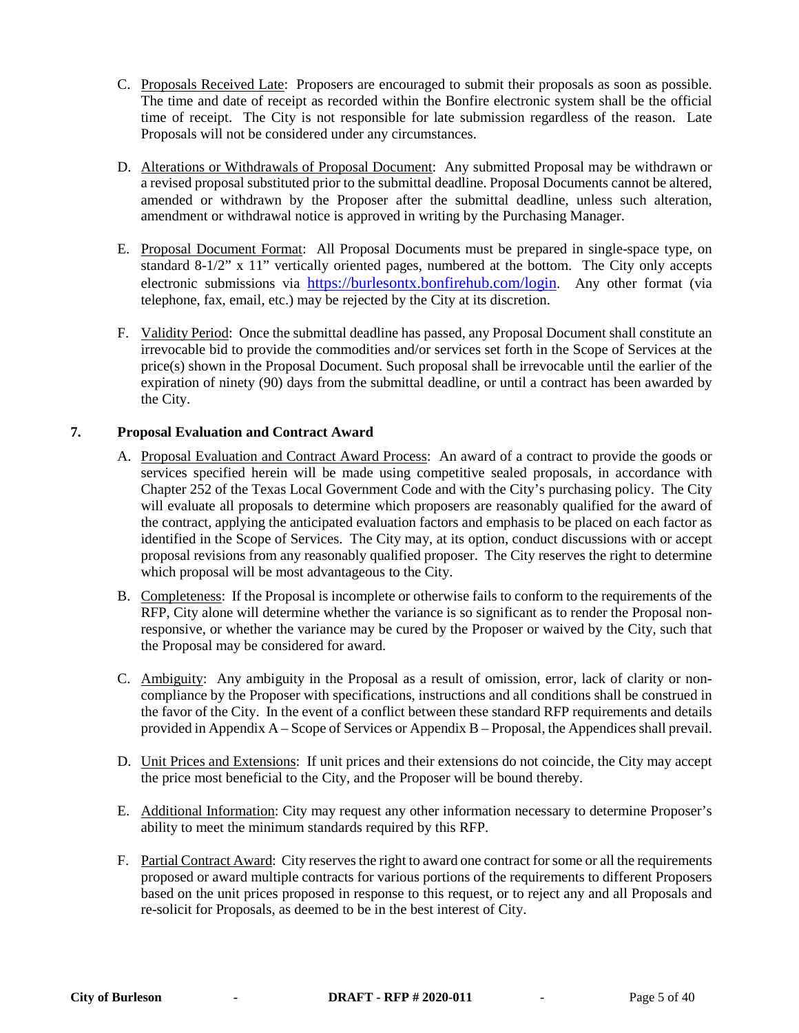C. Proposals Received Late: Proposers are encouraged to submit their proposals as soon as possible. The time and date of receipt as recorded within the Bonfire electronic system shall be the official time of receipt. The City is not responsible for late submission regardless of the reason. Late Proposals will not be considered under any circumstances.

D. Alterations or Withdrawals of Proposal Document: Any submitted Proposal may be withdrawn or a revised proposal substituted prior to the submittal deadline. Proposal Documents cannot be altered, amended or withdrawn by the Proposer after the submittal deadline, unless such alteration, amendment or withdrawal notice is approved in writing by the Purchasing Manager.

E. Proposal Document Format: All Proposal Documents must be prepared in single-space type, on standard 8-1/2" x 11" vertically oriented pages, numbered at the bottom. The City only accepts electronic submissions via https://burlesontx.bonfirehub.com/login. Any other format (via telephone, fax, email, etc.) may be rejected by the City at its discretion.

F. Validity Period: Once the submittal deadline has passed, any Proposal Document shall constitute an irrevocable bid to provide the commodities and/or services set forth in the Scope of Services at the price(s) shown in the Proposal Document. Such proposal shall be irrevocable until the earlier of the expiration of ninety (90) days from the submittal deadline, or until a contract has been awarded by the City.

## 7. Proposal Evaluation and Contract Award

A. Proposal Evaluation and Contract Award Process: An award of a contract to provide the goods or services specified herein will be made using competitive sealed proposals, in accordance with Chapter 252 of the Texas Local Government Code and with the City's purchasing policy. The City will evaluate all proposals to determine which proposers are reasonably qualified for the award of the contract, applying the anticipated evaluation factors and emphasis to be placed on each factor as identified in the Scope of Services. The City may, at its option, conduct discussions with or accept proposal revisions from any reasonably qualified proposer. The City reserves the right to determine which proposal will be most advantageous to the City.

B. Completeness: If the Proposal is incomplete or otherwise fails to conform to the requirements of the RFP, City alone will determine whether the variance is so significant as to render the Proposal non-responsive, or whether the variance may be cured by the Proposer or waived by the City, such that the Proposal may be considered for award.

C. Ambiguity: Any ambiguity in the Proposal as a result of omission, error, lack of clarity or non-compliance by the Proposer with specifications, instructions and all conditions shall be construed in the favor of the City. In the event of a conflict between these standard RFP requirements and details provided in Appendix A – Scope of Services or Appendix B – Proposal, the Appendices shall prevail.

D. Unit Prices and Extensions: If unit prices and their extensions do not coincide, the City may accept the price most beneficial to the City, and the Proposer will be bound thereby.

E. Additional Information: City may request any other information necessary to determine Proposer's ability to meet the minimum standards required by this RFP.

F. Partial Contract Award: City reserves the right to award one contract for some or all the requirements proposed or award multiple contracts for various portions of the requirements to different Proposers based on the unit prices proposed in response to this request, or to reject any and all Proposals and re-solicit for Proposals, as deemed to be in the best interest of City.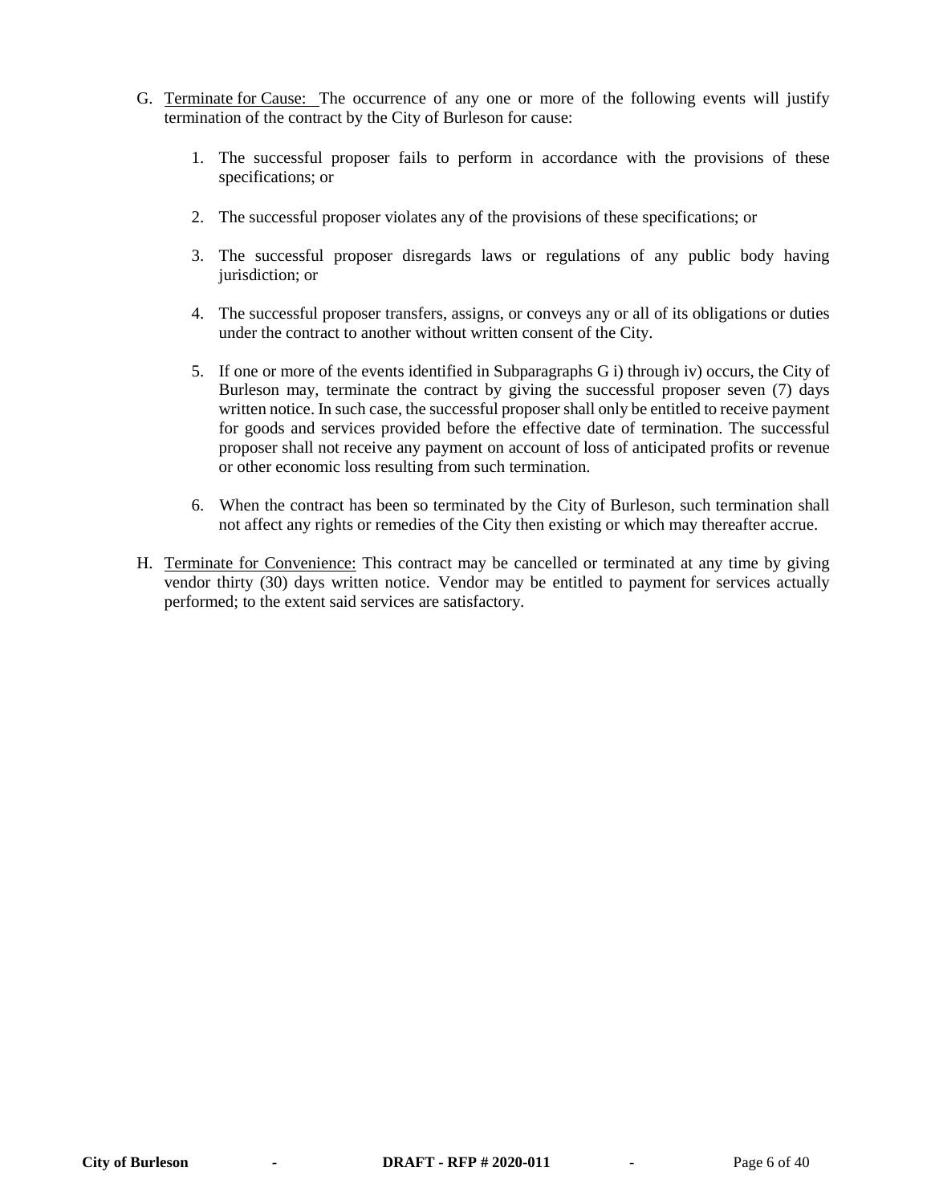G. Terminate for Cause: The occurrence of any one or more of the following events will justify termination of the contract by the City of Burleson for cause:

    1. The successful proposer fails to perform in accordance with the provisions of these specifications; or

    2. The successful proposer violates any of the provisions of these specifications; or

    3. The successful proposer disregards laws or regulations of any public body having jurisdiction; or

    4. The successful proposer transfers, assigns, or conveys any or all of its obligations or duties under the contract to another without written consent of the City.

    5. If one or more of the events identified in Subparagraphs G i) through iv) occurs, the City of Burleson may, terminate the contract by giving the successful proposer seven (7) days written notice. In such case, the successful proposer shall only be entitled to receive payment for goods and services provided before the effective date of termination. The successful proposer shall not receive any payment on account of loss of anticipated profits or revenue or other economic loss resulting from such termination.

    6. When the contract has been so terminated by the City of Burleson, such termination shall not affect any rights or remedies of the City then existing or which may thereafter accrue.

H. Terminate for Convenience: This contract may be cancelled or terminated at any time by giving vendor thirty (30) days written notice. Vendor may be entitled to payment for services actually performed; to the extent said services are satisfactory.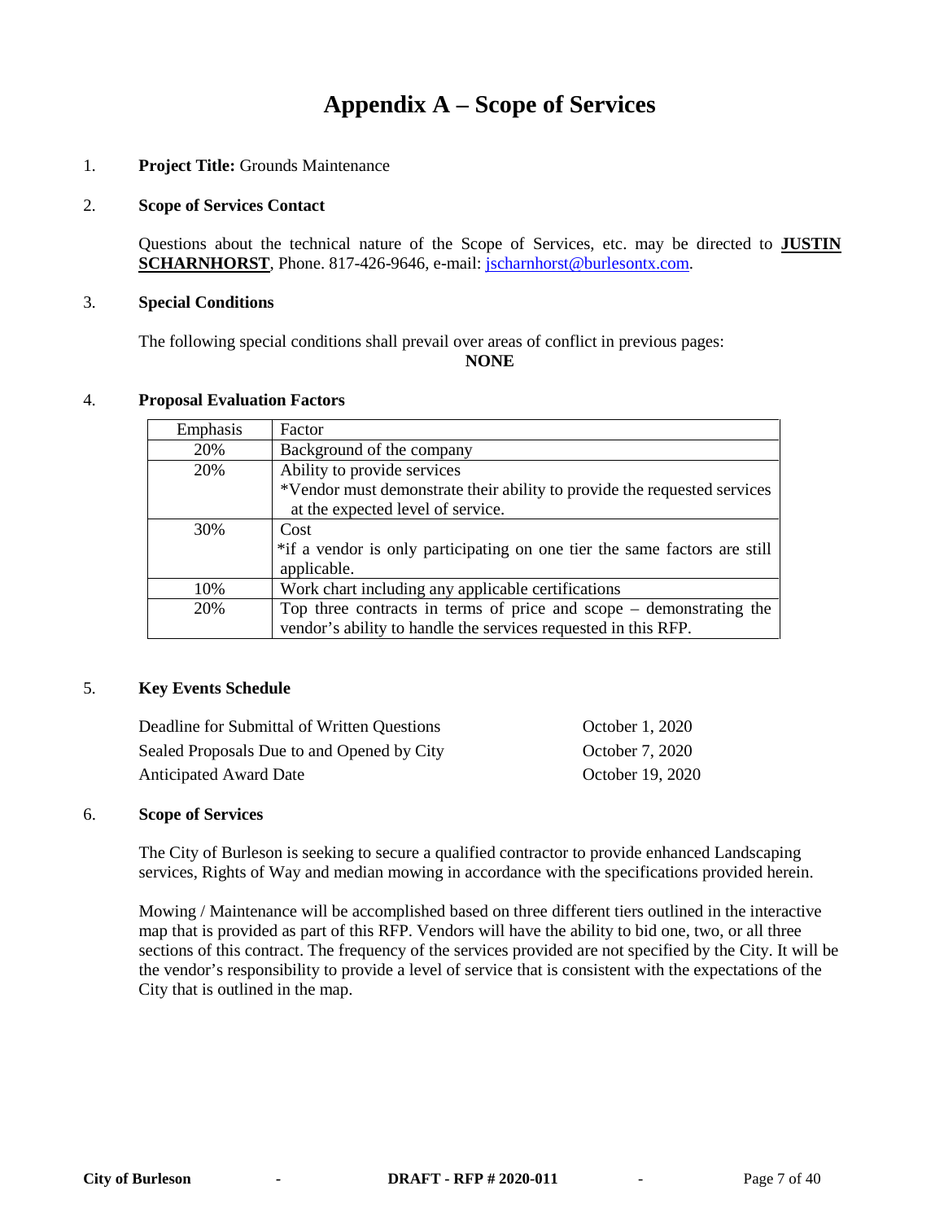# Appendix A – Scope of Services

1. **Project Title:** Grounds Maintenance

2. **Scope of Services Contact**

   Questions about the technical nature of the Scope of Services, etc. may be directed to **JUSTIN SCHARNHORST**, Phone. 817-426-9646, e-mail: jscharnhorst@burlesontx.com.

3. **Special Conditions**

   The following special conditions shall prevail over areas of conflict in previous pages:

   **NONE**

4. **Proposal Evaluation Factors**

| Emphasis | Factor |
| --- | --- |
| 20% | Background of the company |
| 20% | Ability to provide services<br>*Vendor must demonstrate their ability to provide the requested services at the expected level of service. |
| 30% | Cost<br>*if a vendor is only participating on one tier the same factors are still applicable. |
| 10% | Work chart including any applicable certifications |
| 20% | Top three contracts in terms of price and scope – demonstrating the vendor's ability to handle the services requested in this RFP. |

5. **Key Events Schedule**

| | |
| --- | --- |
| Deadline for Submittal of Written Questions | October 1, 2020 |
| Sealed Proposals Due to and Opened by City | October 7, 2020 |
| Anticipated Award Date | October 19, 2020 |

6. **Scope of Services**

   The City of Burleson is seeking to secure a qualified contractor to provide enhanced Landscaping services, Rights of Way and median mowing in accordance with the specifications provided herein.

   Mowing / Maintenance will be accomplished based on three different tiers outlined in the interactive map that is provided as part of this RFP. Vendors will have the ability to bid one, two, or all three sections of this contract. The frequency of the services provided are not specified by the City. It will be the vendor's responsibility to provide a level of service that is consistent with the expectations of the City that is outlined in the map.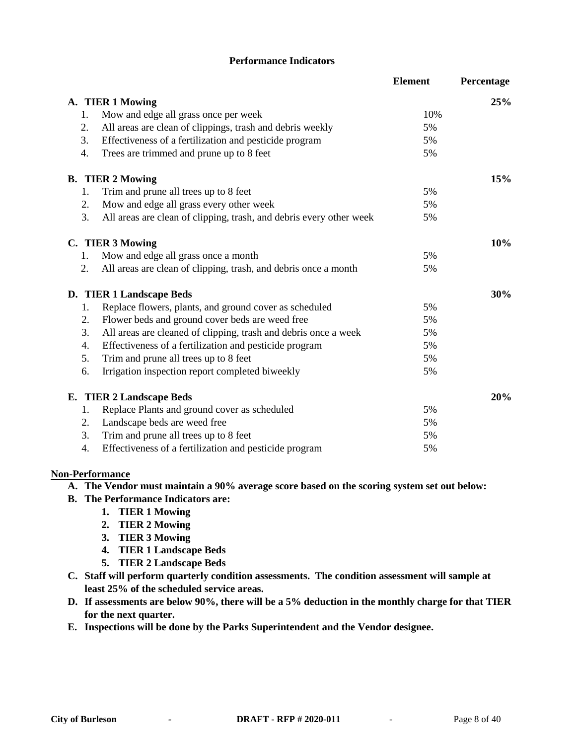## Performance Indicators

| | Element | Percentage |
|---|---|---|
| **A. TIER 1 Mowing** | | **25%** |
| 1. Mow and edge all grass once per week | 10% | |
| 2. All areas are clean of clippings, trash and debris weekly | 5% | |
| 3. Effectiveness of a fertilization and pesticide program | 5% | |
| 4. Trees are trimmed and prune up to 8 feet | 5% | |
| **B. TIER 2 Mowing** | | **15%** |
| 1. Trim and prune all trees up to 8 feet | 5% | |
| 2. Mow and edge all grass every other week | 5% | |
| 3. All areas are clean of clipping, trash, and debris every other week | 5% | |
| **C. TIER 3 Mowing** | | **10%** |
| 1. Mow and edge all grass once a month | 5% | |
| 2. All areas are clean of clipping, trash, and debris once a month | 5% | |
| **D. TIER 1 Landscape Beds** | | **30%** |
| 1. Replace flowers, plants, and ground cover as scheduled | 5% | |
| 2. Flower beds and ground cover beds are weed free | 5% | |
| 3. All areas are cleaned of clipping, trash and debris once a week | 5% | |
| 4. Effectiveness of a fertilization and pesticide program | 5% | |
| 5. Trim and prune all trees up to 8 feet | 5% | |
| 6. Irrigation inspection report completed biweekly | 5% | |
| **E. TIER 2 Landscape Beds** | | **20%** |
| 1. Replace Plants and ground cover as scheduled | 5% | |
| 2. Landscape beds are weed free | 5% | |
| 3. Trim and prune all trees up to 8 feet | 5% | |
| 4. Effectiveness of a fertilization and pesticide program | 5% | |

**Non-Performance**

**A. The Vendor must maintain a 90% average score based on the scoring system set out below:**

**B. The Performance Indicators are:**

1. **TIER 1 Mowing**
2. **TIER 2 Mowing**
3. **TIER 3 Mowing**
4. **TIER 1 Landscape Beds**
5. **TIER 2 Landscape Beds**

**C. Staff will perform quarterly condition assessments. The condition assessment will sample at least 25% of the scheduled service areas.**

**D. If assessments are below 90%, there will be a 5% deduction in the monthly charge for that TIER for the next quarter.**

**E. Inspections will be done by the Parks Superintendent and the Vendor designee.**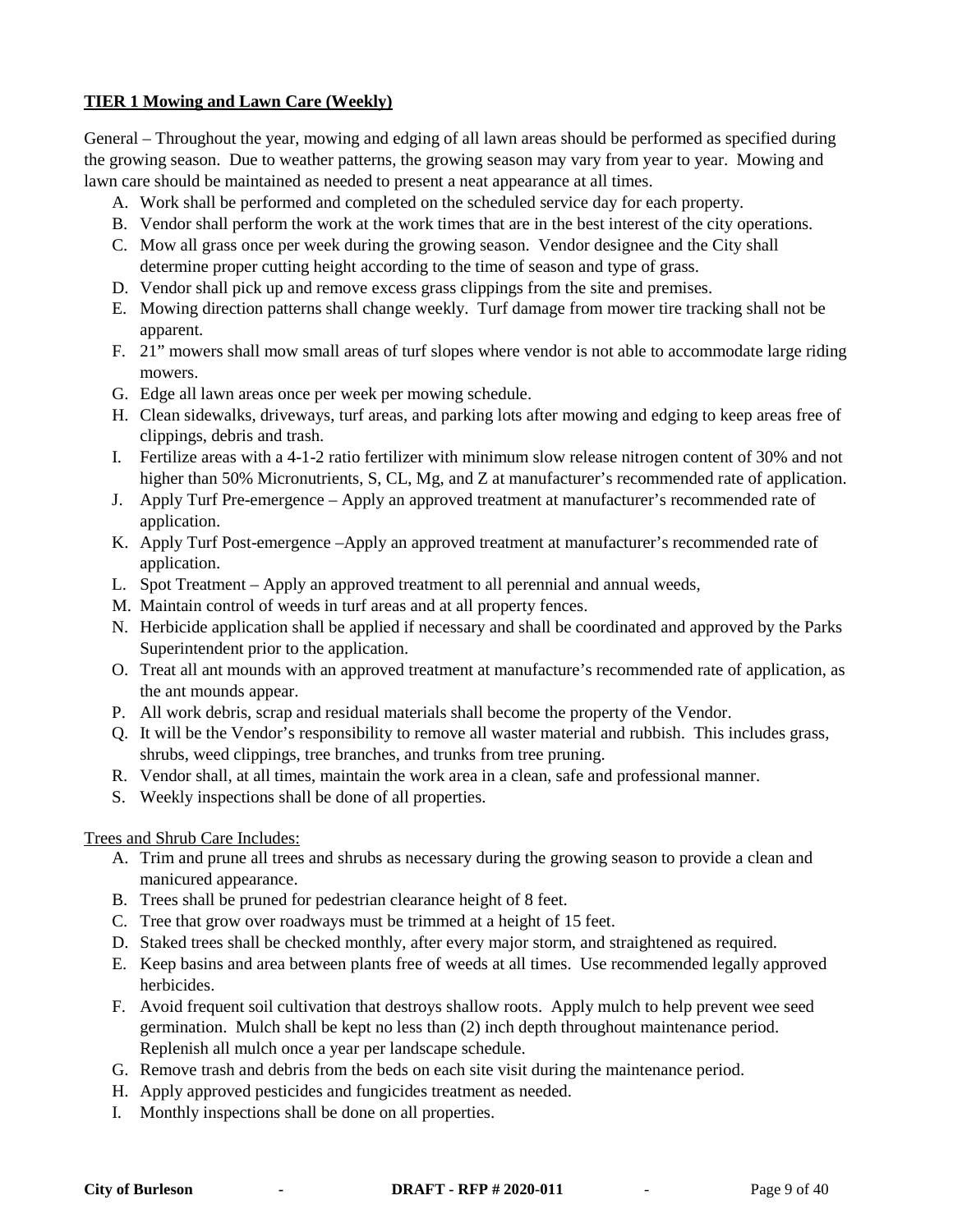**TIER 1 Mowing and Lawn Care (Weekly)**

General – Throughout the year, mowing and edging of all lawn areas should be performed as specified during the growing season. Due to weather patterns, the growing season may vary from year to year. Mowing and lawn care should be maintained as needed to present a neat appearance at all times.

A. Work shall be performed and completed on the scheduled service day for each property.
B. Vendor shall perform the work at the work times that are in the best interest of the city operations.
C. Mow all grass once per week during the growing season. Vendor designee and the City shall determine proper cutting height according to the time of season and type of grass.
D. Vendor shall pick up and remove excess grass clippings from the site and premises.
E. Mowing direction patterns shall change weekly. Turf damage from mower tire tracking shall not be apparent.
F. 21" mowers shall mow small areas of turf slopes where vendor is not able to accommodate large riding mowers.
G. Edge all lawn areas once per week per mowing schedule.
H. Clean sidewalks, driveways, turf areas, and parking lots after mowing and edging to keep areas free of clippings, debris and trash.
I. Fertilize areas with a 4-1-2 ratio fertilizer with minimum slow release nitrogen content of 30% and not higher than 50% Micronutrients, S, CL, Mg, and Z at manufacturer's recommended rate of application.
J. Apply Turf Pre-emergence – Apply an approved treatment at manufacturer's recommended rate of application.
K. Apply Turf Post-emergence –Apply an approved treatment at manufacturer's recommended rate of application.
L. Spot Treatment – Apply an approved treatment to all perennial and annual weeds,
M. Maintain control of weeds in turf areas and at all property fences.
N. Herbicide application shall be applied if necessary and shall be coordinated and approved by the Parks Superintendent prior to the application.
O. Treat all ant mounds with an approved treatment at manufacture's recommended rate of application, as the ant mounds appear.
P. All work debris, scrap and residual materials shall become the property of the Vendor.
Q. It will be the Vendor's responsibility to remove all waster material and rubbish. This includes grass, shrubs, weed clippings, tree branches, and trunks from tree pruning.
R. Vendor shall, at all times, maintain the work area in a clean, safe and professional manner.
S. Weekly inspections shall be done of all properties.

Trees and Shrub Care Includes:

A. Trim and prune all trees and shrubs as necessary during the growing season to provide a clean and manicured appearance.
B. Trees shall be pruned for pedestrian clearance height of 8 feet.
C. Tree that grow over roadways must be trimmed at a height of 15 feet.
D. Staked trees shall be checked monthly, after every major storm, and straightened as required.
E. Keep basins and area between plants free of weeds at all times. Use recommended legally approved herbicides.
F. Avoid frequent soil cultivation that destroys shallow roots. Apply mulch to help prevent wee seed germination. Mulch shall be kept no less than (2) inch depth throughout maintenance period. Replenish all mulch once a year per landscape schedule.
G. Remove trash and debris from the beds on each site visit during the maintenance period.
H. Apply approved pesticides and fungicides treatment as needed.
I. Monthly inspections shall be done on all properties.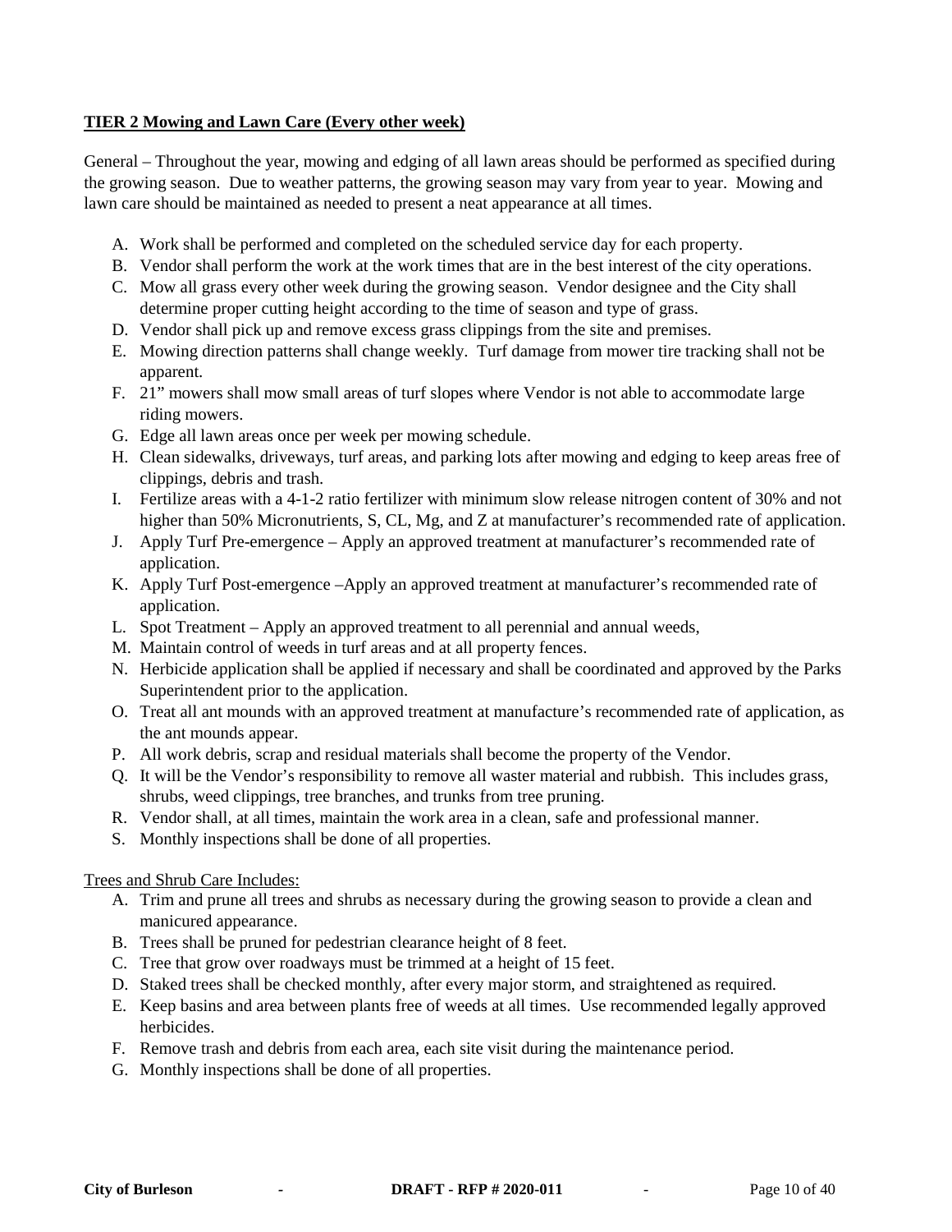**TIER 2 Mowing and Lawn Care (Every other week)**

General – Throughout the year, mowing and edging of all lawn areas should be performed as specified during the growing season. Due to weather patterns, the growing season may vary from year to year. Mowing and lawn care should be maintained as needed to present a neat appearance at all times.

A. Work shall be performed and completed on the scheduled service day for each property.
B. Vendor shall perform the work at the work times that are in the best interest of the city operations.
C. Mow all grass every other week during the growing season. Vendor designee and the City shall determine proper cutting height according to the time of season and type of grass.
D. Vendor shall pick up and remove excess grass clippings from the site and premises.
E. Mowing direction patterns shall change weekly. Turf damage from mower tire tracking shall not be apparent.
F. 21" mowers shall mow small areas of turf slopes where Vendor is not able to accommodate large riding mowers.
G. Edge all lawn areas once per week per mowing schedule.
H. Clean sidewalks, driveways, turf areas, and parking lots after mowing and edging to keep areas free of clippings, debris and trash.
I. Fertilize areas with a 4-1-2 ratio fertilizer with minimum slow release nitrogen content of 30% and not higher than 50% Micronutrients, S, CL, Mg, and Z at manufacturer's recommended rate of application.
J. Apply Turf Pre-emergence – Apply an approved treatment at manufacturer's recommended rate of application.
K. Apply Turf Post-emergence –Apply an approved treatment at manufacturer's recommended rate of application.
L. Spot Treatment – Apply an approved treatment to all perennial and annual weeds,
M. Maintain control of weeds in turf areas and at all property fences.
N. Herbicide application shall be applied if necessary and shall be coordinated and approved by the Parks Superintendent prior to the application.
O. Treat all ant mounds with an approved treatment at manufacture's recommended rate of application, as the ant mounds appear.
P. All work debris, scrap and residual materials shall become the property of the Vendor.
Q. It will be the Vendor's responsibility to remove all waster material and rubbish. This includes grass, shrubs, weed clippings, tree branches, and trunks from tree pruning.
R. Vendor shall, at all times, maintain the work area in a clean, safe and professional manner.
S. Monthly inspections shall be done of all properties.

Trees and Shrub Care Includes:

A. Trim and prune all trees and shrubs as necessary during the growing season to provide a clean and manicured appearance.
B. Trees shall be pruned for pedestrian clearance height of 8 feet.
C. Tree that grow over roadways must be trimmed at a height of 15 feet.
D. Staked trees shall be checked monthly, after every major storm, and straightened as required.
E. Keep basins and area between plants free of weeds at all times. Use recommended legally approved herbicides.
F. Remove trash and debris from each area, each site visit during the maintenance period.
G. Monthly inspections shall be done of all properties.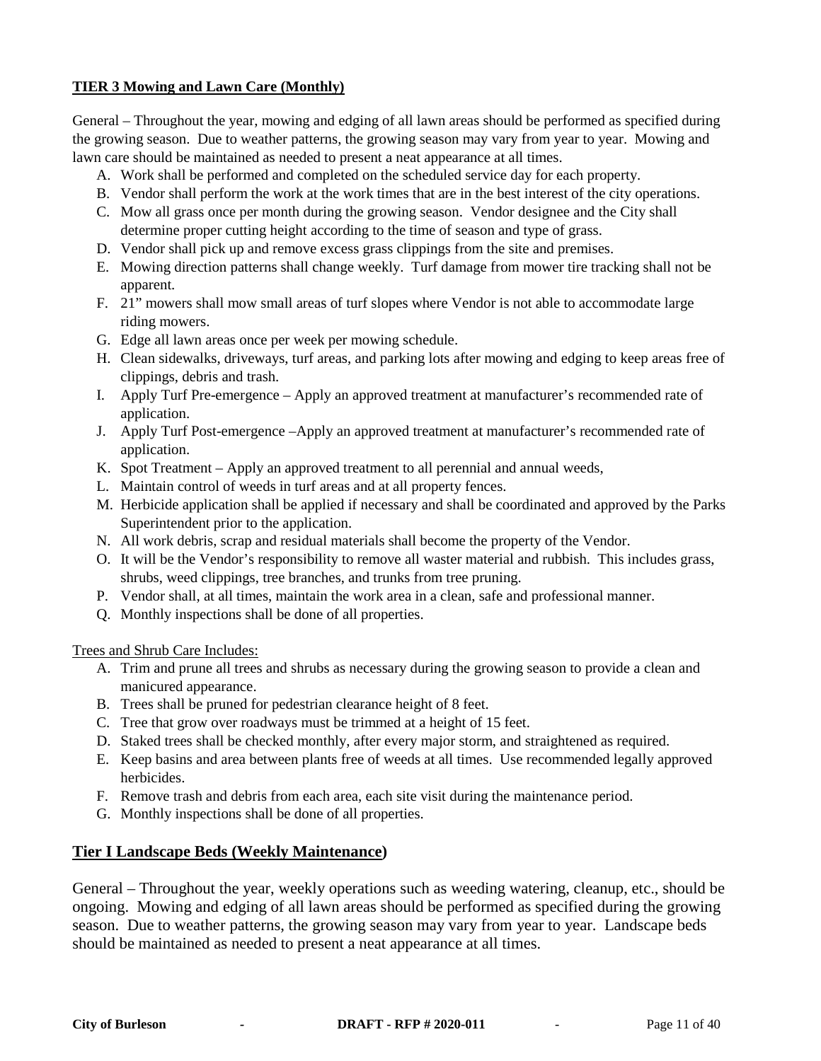**TIER 3 Mowing and Lawn Care (Monthly)**

General – Throughout the year, mowing and edging of all lawn areas should be performed as specified during the growing season. Due to weather patterns, the growing season may vary from year to year. Mowing and lawn care should be maintained as needed to present a neat appearance at all times.

A. Work shall be performed and completed on the scheduled service day for each property.
B. Vendor shall perform the work at the work times that are in the best interest of the city operations.
C. Mow all grass once per month during the growing season. Vendor designee and the City shall determine proper cutting height according to the time of season and type of grass.
D. Vendor shall pick up and remove excess grass clippings from the site and premises.
E. Mowing direction patterns shall change weekly. Turf damage from mower tire tracking shall not be apparent.
F. 21" mowers shall mow small areas of turf slopes where Vendor is not able to accommodate large riding mowers.
G. Edge all lawn areas once per week per mowing schedule.
H. Clean sidewalks, driveways, turf areas, and parking lots after mowing and edging to keep areas free of clippings, debris and trash.
I. Apply Turf Pre-emergence – Apply an approved treatment at manufacturer's recommended rate of application.
J. Apply Turf Post-emergence –Apply an approved treatment at manufacturer's recommended rate of application.
K. Spot Treatment – Apply an approved treatment to all perennial and annual weeds,
L. Maintain control of weeds in turf areas and at all property fences.
M. Herbicide application shall be applied if necessary and shall be coordinated and approved by the Parks Superintendent prior to the application.
N. All work debris, scrap and residual materials shall become the property of the Vendor.
O. It will be the Vendor's responsibility to remove all waster material and rubbish. This includes grass, shrubs, weed clippings, tree branches, and trunks from tree pruning.
P. Vendor shall, at all times, maintain the work area in a clean, safe and professional manner.
Q. Monthly inspections shall be done of all properties.

Trees and Shrub Care Includes:

A. Trim and prune all trees and shrubs as necessary during the growing season to provide a clean and manicured appearance.
B. Trees shall be pruned for pedestrian clearance height of 8 feet.
C. Tree that grow over roadways must be trimmed at a height of 15 feet.
D. Staked trees shall be checked monthly, after every major storm, and straightened as required.
E. Keep basins and area between plants free of weeds at all times. Use recommended legally approved herbicides.
F. Remove trash and debris from each area, each site visit during the maintenance period.
G. Monthly inspections shall be done of all properties.

## Tier I Landscape Beds (Weekly Maintenance)

General – Throughout the year, weekly operations such as weeding watering, cleanup, etc., should be ongoing. Mowing and edging of all lawn areas should be performed as specified during the growing season. Due to weather patterns, the growing season may vary from year to year. Landscape beds should be maintained as needed to present a neat appearance at all times.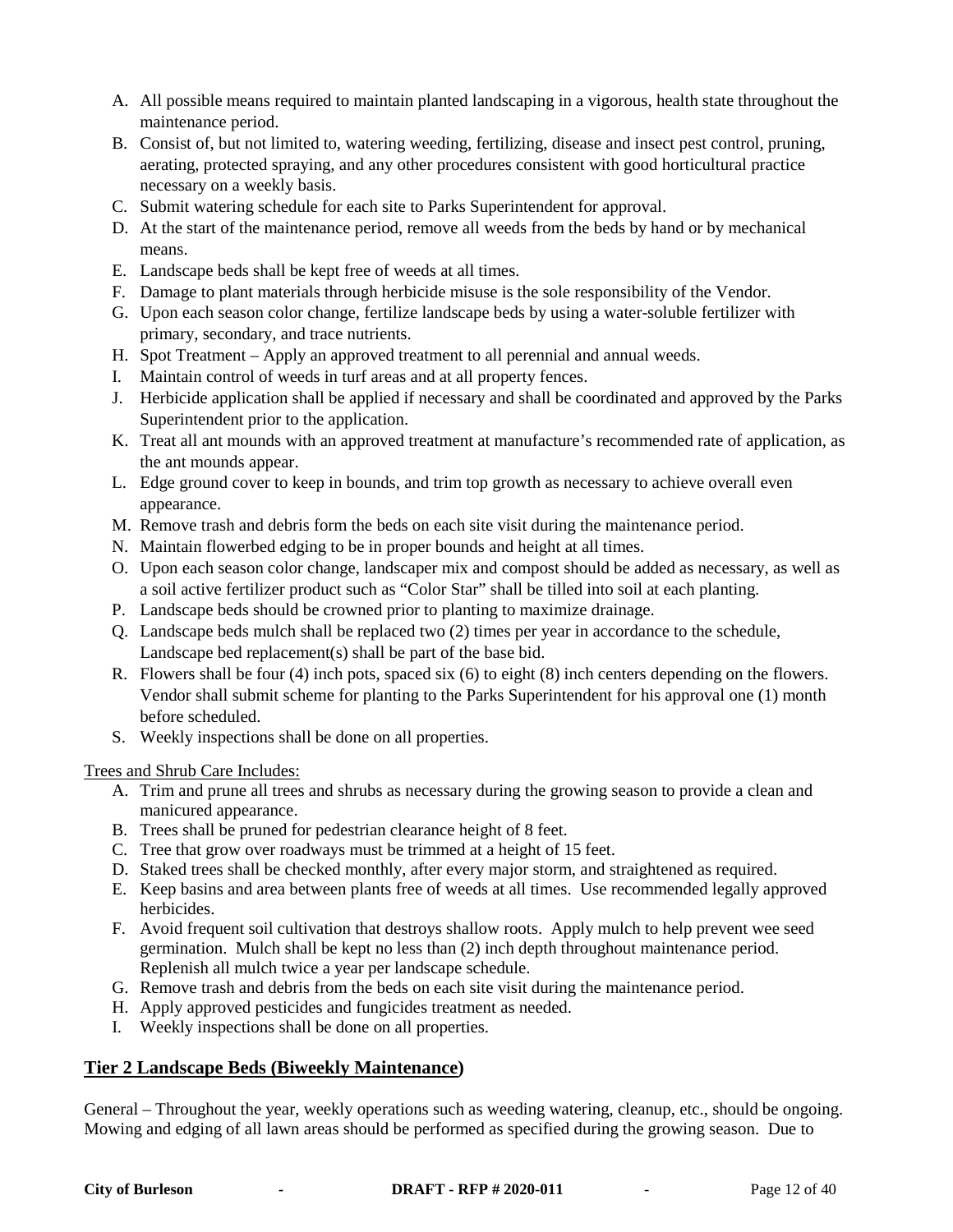A. All possible means required to maintain planted landscaping in a vigorous, health state throughout the maintenance period.
B. Consist of, but not limited to, watering weeding, fertilizing, disease and insect pest control, pruning, aerating, protected spraying, and any other procedures consistent with good horticultural practice necessary on a weekly basis.
C. Submit watering schedule for each site to Parks Superintendent for approval.
D. At the start of the maintenance period, remove all weeds from the beds by hand or by mechanical means.
E. Landscape beds shall be kept free of weeds at all times.
F. Damage to plant materials through herbicide misuse is the sole responsibility of the Vendor.
G. Upon each season color change, fertilize landscape beds by using a water-soluble fertilizer with primary, secondary, and trace nutrients.
H. Spot Treatment – Apply an approved treatment to all perennial and annual weeds.
I. Maintain control of weeds in turf areas and at all property fences.
J. Herbicide application shall be applied if necessary and shall be coordinated and approved by the Parks Superintendent prior to the application.
K. Treat all ant mounds with an approved treatment at manufacture's recommended rate of application, as the ant mounds appear.
L. Edge ground cover to keep in bounds, and trim top growth as necessary to achieve overall even appearance.
M. Remove trash and debris form the beds on each site visit during the maintenance period.
N. Maintain flowerbed edging to be in proper bounds and height at all times.
O. Upon each season color change, landscaper mix and compost should be added as necessary, as well as a soil active fertilizer product such as "Color Star" shall be tilled into soil at each planting.
P. Landscape beds should be crowned prior to planting to maximize drainage.
Q. Landscape beds mulch shall be replaced two (2) times per year in accordance to the schedule, Landscape bed replacement(s) shall be part of the base bid.
R. Flowers shall be four (4) inch pots, spaced six (6) to eight (8) inch centers depending on the flowers. Vendor shall submit scheme for planting to the Parks Superintendent for his approval one (1) month before scheduled.
S. Weekly inspections shall be done on all properties.

Trees and Shrub Care Includes:

A. Trim and prune all trees and shrubs as necessary during the growing season to provide a clean and manicured appearance.
B. Trees shall be pruned for pedestrian clearance height of 8 feet.
C. Tree that grow over roadways must be trimmed at a height of 15 feet.
D. Staked trees shall be checked monthly, after every major storm, and straightened as required.
E. Keep basins and area between plants free of weeds at all times. Use recommended legally approved herbicides.
F. Avoid frequent soil cultivation that destroys shallow roots. Apply mulch to help prevent wee seed germination. Mulch shall be kept no less than (2) inch depth throughout maintenance period. Replenish all mulch twice a year per landscape schedule.
G. Remove trash and debris from the beds on each site visit during the maintenance period.
H. Apply approved pesticides and fungicides treatment as needed.
I. Weekly inspections shall be done on all properties.

## Tier 2 Landscape Beds (Biweekly Maintenance)

General – Throughout the year, weekly operations such as weeding watering, cleanup, etc., should be ongoing. Mowing and edging of all lawn areas should be performed as specified during the growing season. Due to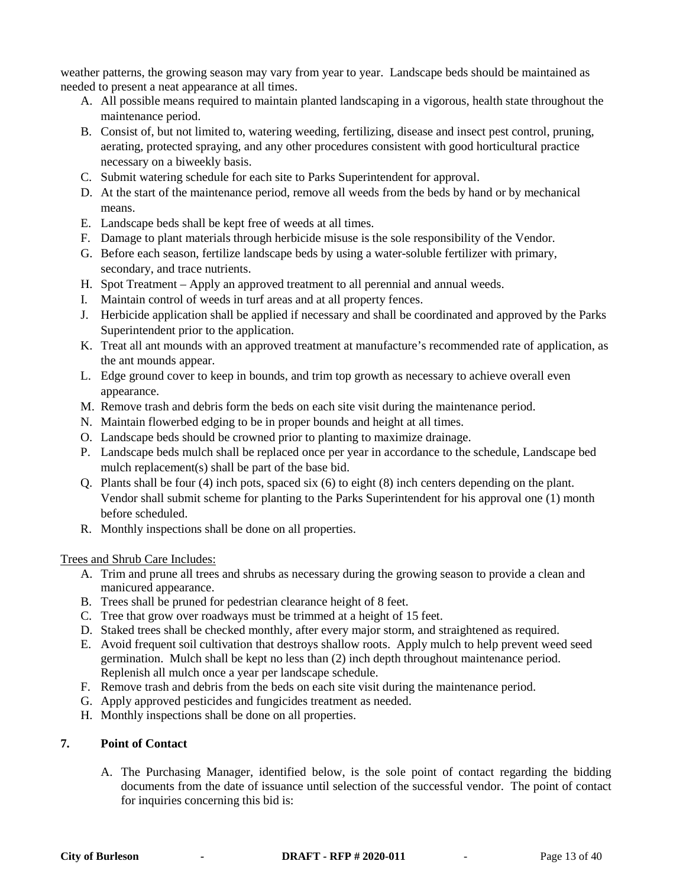weather patterns, the growing season may vary from year to year. Landscape beds should be maintained as needed to present a neat appearance at all times.

A. All possible means required to maintain planted landscaping in a vigorous, health state throughout the maintenance period.
B. Consist of, but not limited to, watering weeding, fertilizing, disease and insect pest control, pruning, aerating, protected spraying, and any other procedures consistent with good horticultural practice necessary on a biweekly basis.
C. Submit watering schedule for each site to Parks Superintendent for approval.
D. At the start of the maintenance period, remove all weeds from the beds by hand or by mechanical means.
E. Landscape beds shall be kept free of weeds at all times.
F. Damage to plant materials through herbicide misuse is the sole responsibility of the Vendor.
G. Before each season, fertilize landscape beds by using a water-soluble fertilizer with primary, secondary, and trace nutrients.
H. Spot Treatment – Apply an approved treatment to all perennial and annual weeds.
I. Maintain control of weeds in turf areas and at all property fences.
J. Herbicide application shall be applied if necessary and shall be coordinated and approved by the Parks Superintendent prior to the application.
K. Treat all ant mounds with an approved treatment at manufacture's recommended rate of application, as the ant mounds appear.
L. Edge ground cover to keep in bounds, and trim top growth as necessary to achieve overall even appearance.
M. Remove trash and debris form the beds on each site visit during the maintenance period.
N. Maintain flowerbed edging to be in proper bounds and height at all times.
O. Landscape beds should be crowned prior to planting to maximize drainage.
P. Landscape beds mulch shall be replaced once per year in accordance to the schedule, Landscape bed mulch replacement(s) shall be part of the base bid.
Q. Plants shall be four (4) inch pots, spaced six (6) to eight (8) inch centers depending on the plant. Vendor shall submit scheme for planting to the Parks Superintendent for his approval one (1) month before scheduled.
R. Monthly inspections shall be done on all properties.

<u>Trees and Shrub Care Includes:</u>

A. Trim and prune all trees and shrubs as necessary during the growing season to provide a clean and manicured appearance.
B. Trees shall be pruned for pedestrian clearance height of 8 feet.
C. Tree that grow over roadways must be trimmed at a height of 15 feet.
D. Staked trees shall be checked monthly, after every major storm, and straightened as required.
E. Avoid frequent soil cultivation that destroys shallow roots. Apply mulch to help prevent weed seed germination. Mulch shall be kept no less than (2) inch depth throughout maintenance period. Replenish all mulch once a year per landscape schedule.
F. Remove trash and debris from the beds on each site visit during the maintenance period.
G. Apply approved pesticides and fungicides treatment as needed.
H. Monthly inspections shall be done on all properties.

**7. Point of Contact**

A. The Purchasing Manager, identified below, is the sole point of contact regarding the bidding documents from the date of issuance until selection of the successful vendor. The point of contact for inquiries concerning this bid is: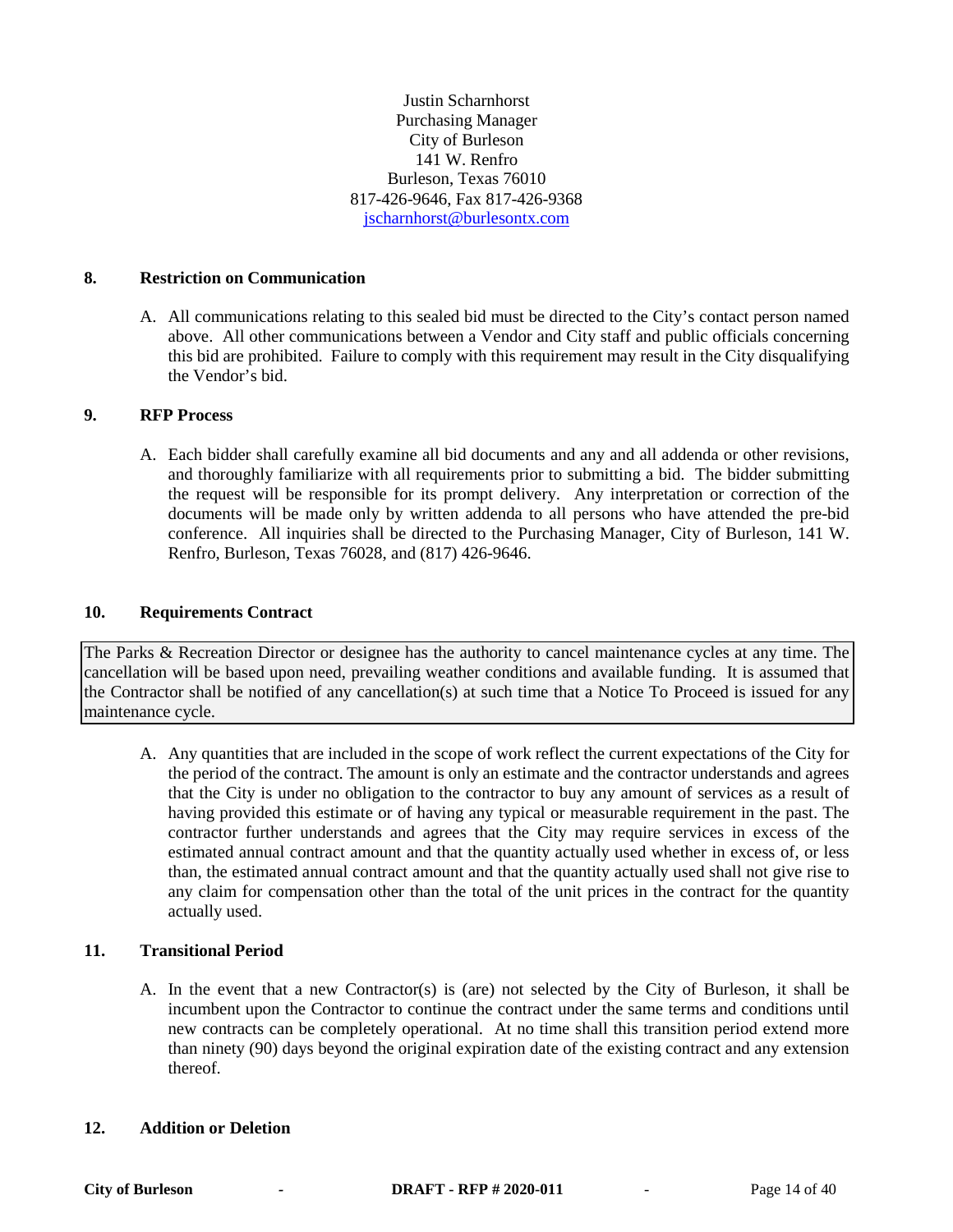Justin Scharnhorst
Purchasing Manager
City of Burleson
141 W. Renfro
Burleson, Texas 76010
817-426-9646, Fax 817-426-9368
jscharnhorst@burlesontx.com

## 8. Restriction on Communication

A. All communications relating to this sealed bid must be directed to the City's contact person named above. All other communications between a Vendor and City staff and public officials concerning this bid are prohibited. Failure to comply with this requirement may result in the City disqualifying the Vendor's bid.

## 9. RFP Process

A. Each bidder shall carefully examine all bid documents and any and all addenda or other revisions, and thoroughly familiarize with all requirements prior to submitting a bid. The bidder submitting the request will be responsible for its prompt delivery. Any interpretation or correction of the documents will be made only by written addenda to all persons who have attended the pre-bid conference. All inquiries shall be directed to the Purchasing Manager, City of Burleson, 141 W. Renfro, Burleson, Texas 76028, and (817) 426-9646.

## 10. Requirements Contract

The Parks & Recreation Director or designee has the authority to cancel maintenance cycles at any time. The cancellation will be based upon need, prevailing weather conditions and available funding. It is assumed that the Contractor shall be notified of any cancellation(s) at such time that a Notice To Proceed is issued for any maintenance cycle.

A. Any quantities that are included in the scope of work reflect the current expectations of the City for the period of the contract. The amount is only an estimate and the contractor understands and agrees that the City is under no obligation to the contractor to buy any amount of services as a result of having provided this estimate or of having any typical or measurable requirement in the past. The contractor further understands and agrees that the City may require services in excess of the estimated annual contract amount and that the quantity actually used whether in excess of, or less than, the estimated annual contract amount and that the quantity actually used shall not give rise to any claim for compensation other than the total of the unit prices in the contract for the quantity actually used.

## 11. Transitional Period

A. In the event that a new Contractor(s) is (are) not selected by the City of Burleson, it shall be incumbent upon the Contractor to continue the contract under the same terms and conditions until new contracts can be completely operational. At no time shall this transition period extend more than ninety (90) days beyond the original expiration date of the existing contract and any extension thereof.

## 12. Addition or Deletion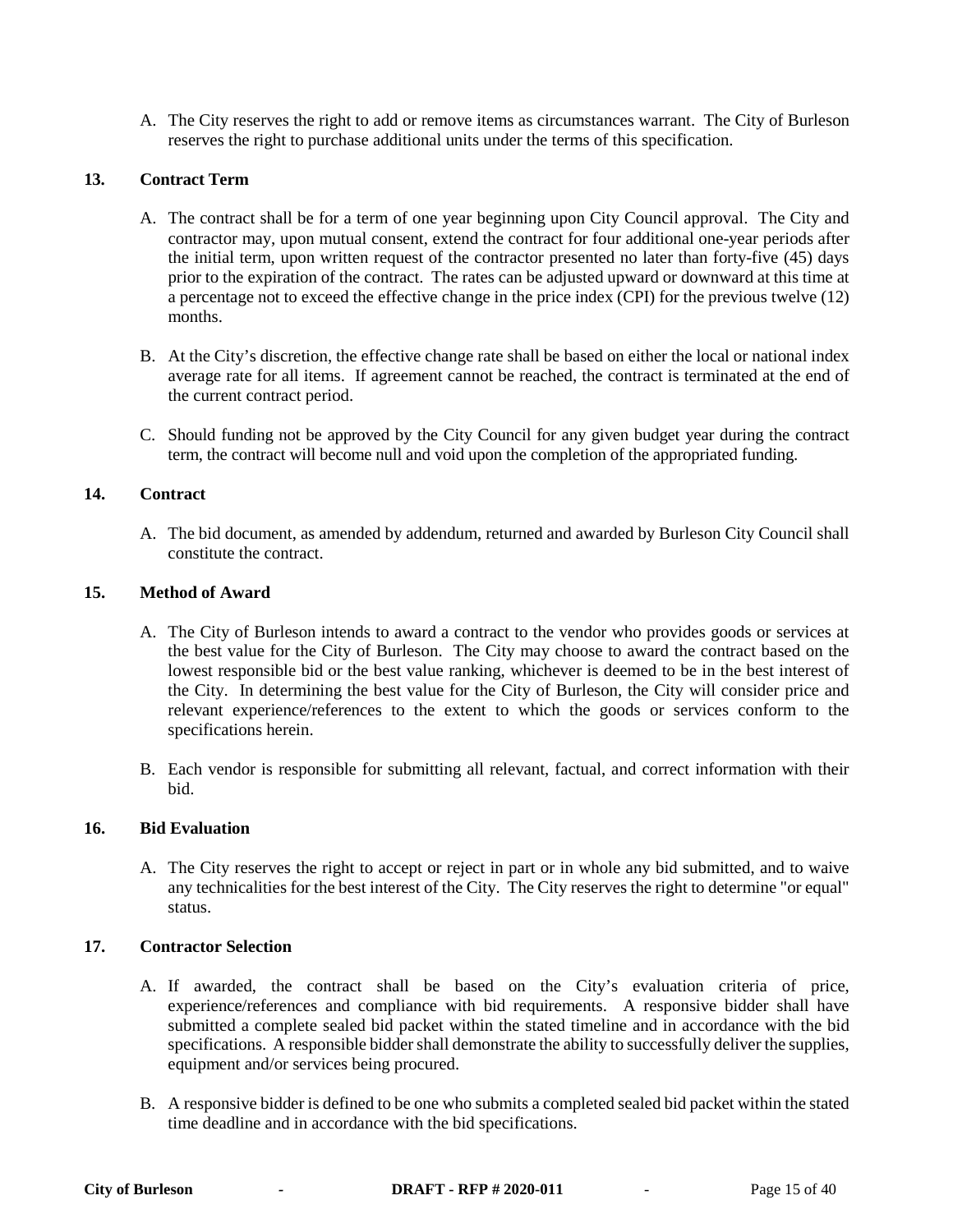A. The City reserves the right to add or remove items as circumstances warrant. The City of Burleson reserves the right to purchase additional units under the terms of this specification.

**13. Contract Term**

A. The contract shall be for a term of one year beginning upon City Council approval. The City and contractor may, upon mutual consent, extend the contract for four additional one-year periods after the initial term, upon written request of the contractor presented no later than forty-five (45) days prior to the expiration of the contract. The rates can be adjusted upward or downward at this time at a percentage not to exceed the effective change in the price index (CPI) for the previous twelve (12) months.

B. At the City's discretion, the effective change rate shall be based on either the local or national index average rate for all items. If agreement cannot be reached, the contract is terminated at the end of the current contract period.

C. Should funding not be approved by the City Council for any given budget year during the contract term, the contract will become null and void upon the completion of the appropriated funding.

**14. Contract**

A. The bid document, as amended by addendum, returned and awarded by Burleson City Council shall constitute the contract.

**15. Method of Award**

A. The City of Burleson intends to award a contract to the vendor who provides goods or services at the best value for the City of Burleson. The City may choose to award the contract based on the lowest responsible bid or the best value ranking, whichever is deemed to be in the best interest of the City. In determining the best value for the City of Burleson, the City will consider price and relevant experience/references to the extent to which the goods or services conform to the specifications herein.

B. Each vendor is responsible for submitting all relevant, factual, and correct information with their bid.

**16. Bid Evaluation**

A. The City reserves the right to accept or reject in part or in whole any bid submitted, and to waive any technicalities for the best interest of the City. The City reserves the right to determine "or equal" status.

**17. Contractor Selection**

A. If awarded, the contract shall be based on the City's evaluation criteria of price, experience/references and compliance with bid requirements. A responsive bidder shall have submitted a complete sealed bid packet within the stated timeline and in accordance with the bid specifications. A responsible bidder shall demonstrate the ability to successfully deliver the supplies, equipment and/or services being procured.

B. A responsive bidder is defined to be one who submits a completed sealed bid packet within the stated time deadline and in accordance with the bid specifications.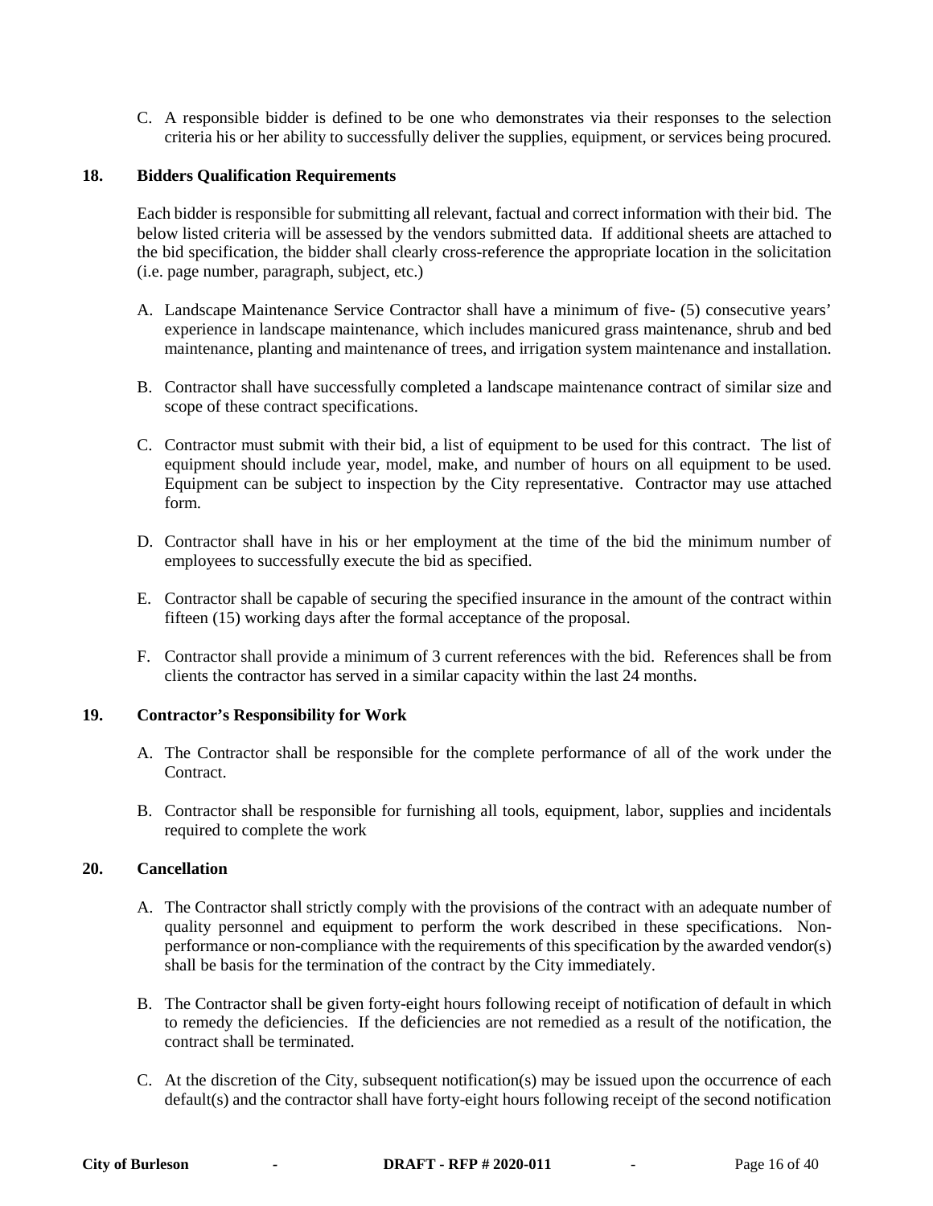C. A responsible bidder is defined to be one who demonstrates via their responses to the selection criteria his or her ability to successfully deliver the supplies, equipment, or services being procured.

## 18. Bidders Qualification Requirements

Each bidder is responsible for submitting all relevant, factual and correct information with their bid. The below listed criteria will be assessed by the vendors submitted data. If additional sheets are attached to the bid specification, the bidder shall clearly cross-reference the appropriate location in the solicitation (i.e. page number, paragraph, subject, etc.)

A. Landscape Maintenance Service Contractor shall have a minimum of five- (5) consecutive years' experience in landscape maintenance, which includes manicured grass maintenance, shrub and bed maintenance, planting and maintenance of trees, and irrigation system maintenance and installation.

B. Contractor shall have successfully completed a landscape maintenance contract of similar size and scope of these contract specifications.

C. Contractor must submit with their bid, a list of equipment to be used for this contract. The list of equipment should include year, model, make, and number of hours on all equipment to be used. Equipment can be subject to inspection by the City representative. Contractor may use attached form.

D. Contractor shall have in his or her employment at the time of the bid the minimum number of employees to successfully execute the bid as specified.

E. Contractor shall be capable of securing the specified insurance in the amount of the contract within fifteen (15) working days after the formal acceptance of the proposal.

F. Contractor shall provide a minimum of 3 current references with the bid. References shall be from clients the contractor has served in a similar capacity within the last 24 months.

## 19. Contractor's Responsibility for Work

A. The Contractor shall be responsible for the complete performance of all of the work under the Contract.

B. Contractor shall be responsible for furnishing all tools, equipment, labor, supplies and incidentals required to complete the work

## 20. Cancellation

A. The Contractor shall strictly comply with the provisions of the contract with an adequate number of quality personnel and equipment to perform the work described in these specifications. Non-performance or non-compliance with the requirements of this specification by the awarded vendor(s) shall be basis for the termination of the contract by the City immediately.

B. The Contractor shall be given forty-eight hours following receipt of notification of default in which to remedy the deficiencies. If the deficiencies are not remedied as a result of the notification, the contract shall be terminated.

C. At the discretion of the City, subsequent notification(s) may be issued upon the occurrence of each default(s) and the contractor shall have forty-eight hours following receipt of the second notification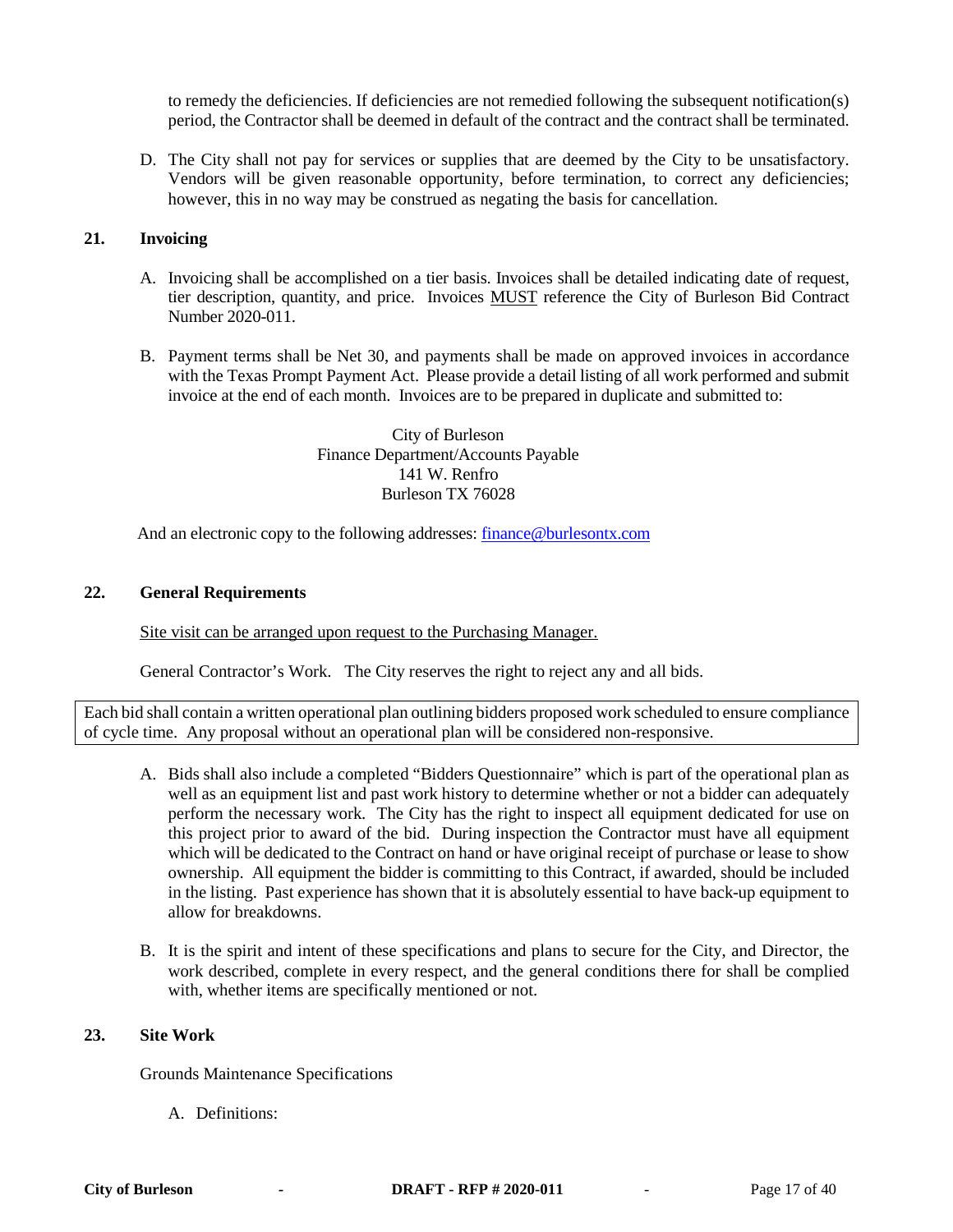to remedy the deficiencies. If deficiencies are not remedied following the subsequent notification(s) period, the Contractor shall be deemed in default of the contract and the contract shall be terminated.

D. The City shall not pay for services or supplies that are deemed by the City to be unsatisfactory. Vendors will be given reasonable opportunity, before termination, to correct any deficiencies; however, this in no way may be construed as negating the basis for cancellation.

## 21. Invoicing

A. Invoicing shall be accomplished on a tier basis. Invoices shall be detailed indicating date of request, tier description, quantity, and price. Invoices MUST reference the City of Burleson Bid Contract Number 2020-011.

B. Payment terms shall be Net 30, and payments shall be made on approved invoices in accordance with the Texas Prompt Payment Act. Please provide a detail listing of all work performed and submit invoice at the end of each month. Invoices are to be prepared in duplicate and submitted to:

City of Burleson
Finance Department/Accounts Payable
141 W. Renfro
Burleson TX 76028

And an electronic copy to the following addresses: finance@burlesontx.com

## 22. General Requirements

Site visit can be arranged upon request to the Purchasing Manager.

General Contractor's Work. The City reserves the right to reject any and all bids.

Each bid shall contain a written operational plan outlining bidders proposed work scheduled to ensure compliance of cycle time. Any proposal without an operational plan will be considered non-responsive.

A. Bids shall also include a completed "Bidders Questionnaire" which is part of the operational plan as well as an equipment list and past work history to determine whether or not a bidder can adequately perform the necessary work. The City has the right to inspect all equipment dedicated for use on this project prior to award of the bid. During inspection the Contractor must have all equipment which will be dedicated to the Contract on hand or have original receipt of purchase or lease to show ownership. All equipment the bidder is committing to this Contract, if awarded, should be included in the listing. Past experience has shown that it is absolutely essential to have back-up equipment to allow for breakdowns.

B. It is the spirit and intent of these specifications and plans to secure for the City, and Director, the work described, complete in every respect, and the general conditions there for shall be complied with, whether items are specifically mentioned or not.

## 23. Site Work

Grounds Maintenance Specifications

A. Definitions: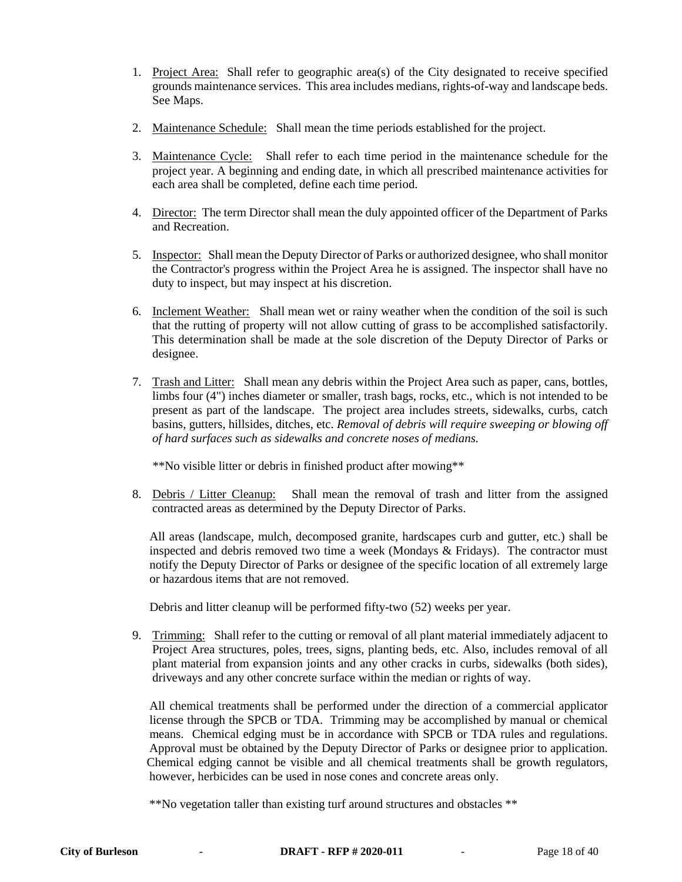1. Project Area: Shall refer to geographic area(s) of the City designated to receive specified grounds maintenance services. This area includes medians, rights-of-way and landscape beds. See Maps.

2. Maintenance Schedule: Shall mean the time periods established for the project.

3. Maintenance Cycle: Shall refer to each time period in the maintenance schedule for the project year. A beginning and ending date, in which all prescribed maintenance activities for each area shall be completed, define each time period.

4. Director: The term Director shall mean the duly appointed officer of the Department of Parks and Recreation.

5. Inspector: Shall mean the Deputy Director of Parks or authorized designee, who shall monitor the Contractor's progress within the Project Area he is assigned. The inspector shall have no duty to inspect, but may inspect at his discretion.

6. Inclement Weather: Shall mean wet or rainy weather when the condition of the soil is such that the rutting of property will not allow cutting of grass to be accomplished satisfactorily. This determination shall be made at the sole discretion of the Deputy Director of Parks or designee.

7. Trash and Litter: Shall mean any debris within the Project Area such as paper, cans, bottles, limbs four (4") inches diameter or smaller, trash bags, rocks, etc., which is not intended to be present as part of the landscape. The project area includes streets, sidewalks, curbs, catch basins, gutters, hillsides, ditches, etc. *Removal of debris will require sweeping or blowing off of hard surfaces such as sidewalks and concrete noses of medians.*

   **No visible litter or debris in finished product after mowing**

8. Debris / Litter Cleanup: Shall mean the removal of trash and litter from the assigned contracted areas as determined by the Deputy Director of Parks.

   All areas (landscape, mulch, decomposed granite, hardscapes curb and gutter, etc.) shall be inspected and debris removed two time a week (Mondays & Fridays). The contractor must notify the Deputy Director of Parks or designee of the specific location of all extremely large or hazardous items that are not removed.

   Debris and litter cleanup will be performed fifty-two (52) weeks per year.

9. Trimming: Shall refer to the cutting or removal of all plant material immediately adjacent to Project Area structures, poles, trees, signs, planting beds, etc. Also, includes removal of all plant material from expansion joints and any other cracks in curbs, sidewalks (both sides), driveways and any other concrete surface within the median or rights of way.

   All chemical treatments shall be performed under the direction of a commercial applicator license through the SPCB or TDA. Trimming may be accomplished by manual or chemical means. Chemical edging must be in accordance with SPCB or TDA rules and regulations. Approval must be obtained by the Deputy Director of Parks or designee prior to application. Chemical edging cannot be visible and all chemical treatments shall be growth regulators, however, herbicides can be used in nose cones and concrete areas only.

   **No vegetation taller than existing turf around structures and obstacles **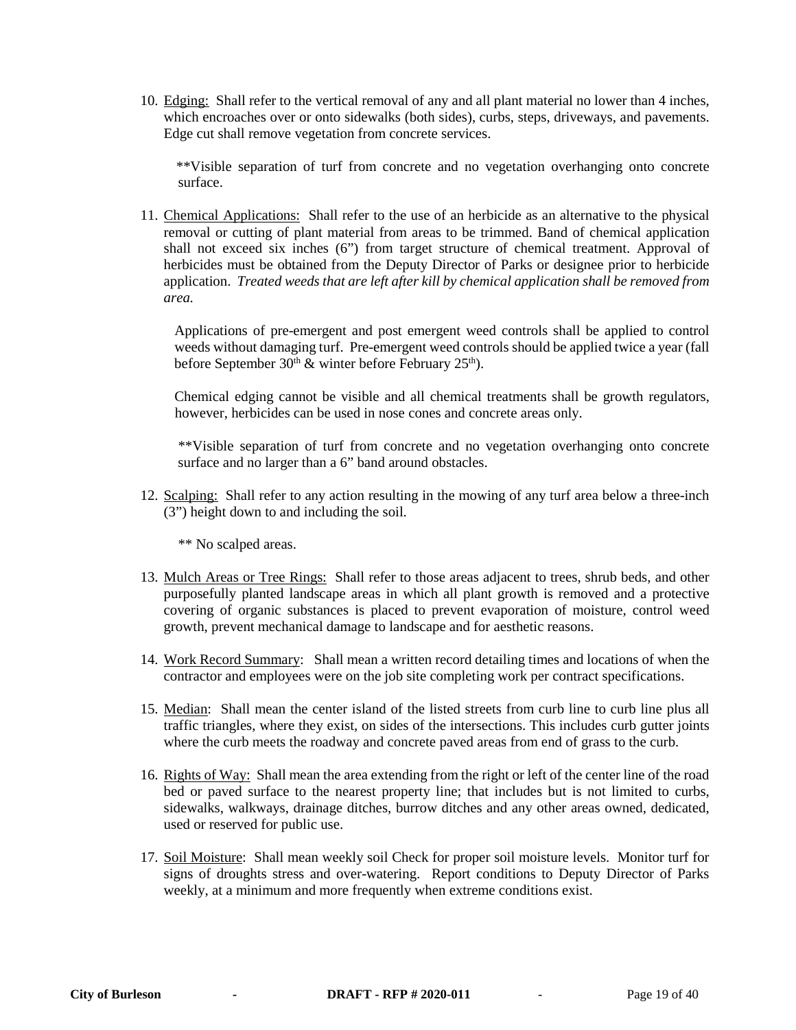10. <u>Edging:</u> Shall refer to the vertical removal of any and all plant material no lower than 4 inches, which encroaches over or onto sidewalks (both sides), curbs, steps, driveways, and pavements. Edge cut shall remove vegetation from concrete services.

    **Visible separation of turf from concrete and no vegetation overhanging onto concrete surface.

11. <u>Chemical Applications:</u> Shall refer to the use of an herbicide as an alternative to the physical removal or cutting of plant material from areas to be trimmed. Band of chemical application shall not exceed six inches (6") from target structure of chemical treatment. Approval of herbicides must be obtained from the Deputy Director of Parks or designee prior to herbicide application. *Treated weeds that are left after kill by chemical application shall be removed from area.*

    Applications of pre-emergent and post emergent weed controls shall be applied to control weeds without damaging turf. Pre-emergent weed controls should be applied twice a year (fall before September 30th & winter before February 25th).

    Chemical edging cannot be visible and all chemical treatments shall be growth regulators, however, herbicides can be used in nose cones and concrete areas only.

    **Visible separation of turf from concrete and no vegetation overhanging onto concrete surface and no larger than a 6" band around obstacles.

12. <u>Scalping:</u> Shall refer to any action resulting in the mowing of any turf area below a three-inch (3") height down to and including the soil.

    ** No scalped areas.

13. <u>Mulch Areas or Tree Rings:</u> Shall refer to those areas adjacent to trees, shrub beds, and other purposefully planted landscape areas in which all plant growth is removed and a protective covering of organic substances is placed to prevent evaporation of moisture, control weed growth, prevent mechanical damage to landscape and for aesthetic reasons.

14. <u>Work Record Summary</u>: Shall mean a written record detailing times and locations of when the contractor and employees were on the job site completing work per contract specifications.

15. <u>Median</u>: Shall mean the center island of the listed streets from curb line to curb line plus all traffic triangles, where they exist, on sides of the intersections. This includes curb gutter joints where the curb meets the roadway and concrete paved areas from end of grass to the curb.

16. <u>Rights of Way:</u> Shall mean the area extending from the right or left of the center line of the road bed or paved surface to the nearest property line; that includes but is not limited to curbs, sidewalks, walkways, drainage ditches, burrow ditches and any other areas owned, dedicated, used or reserved for public use.

17. <u>Soil Moisture</u>: Shall mean weekly soil Check for proper soil moisture levels. Monitor turf for signs of droughts stress and over-watering. Report conditions to Deputy Director of Parks weekly, at a minimum and more frequently when extreme conditions exist.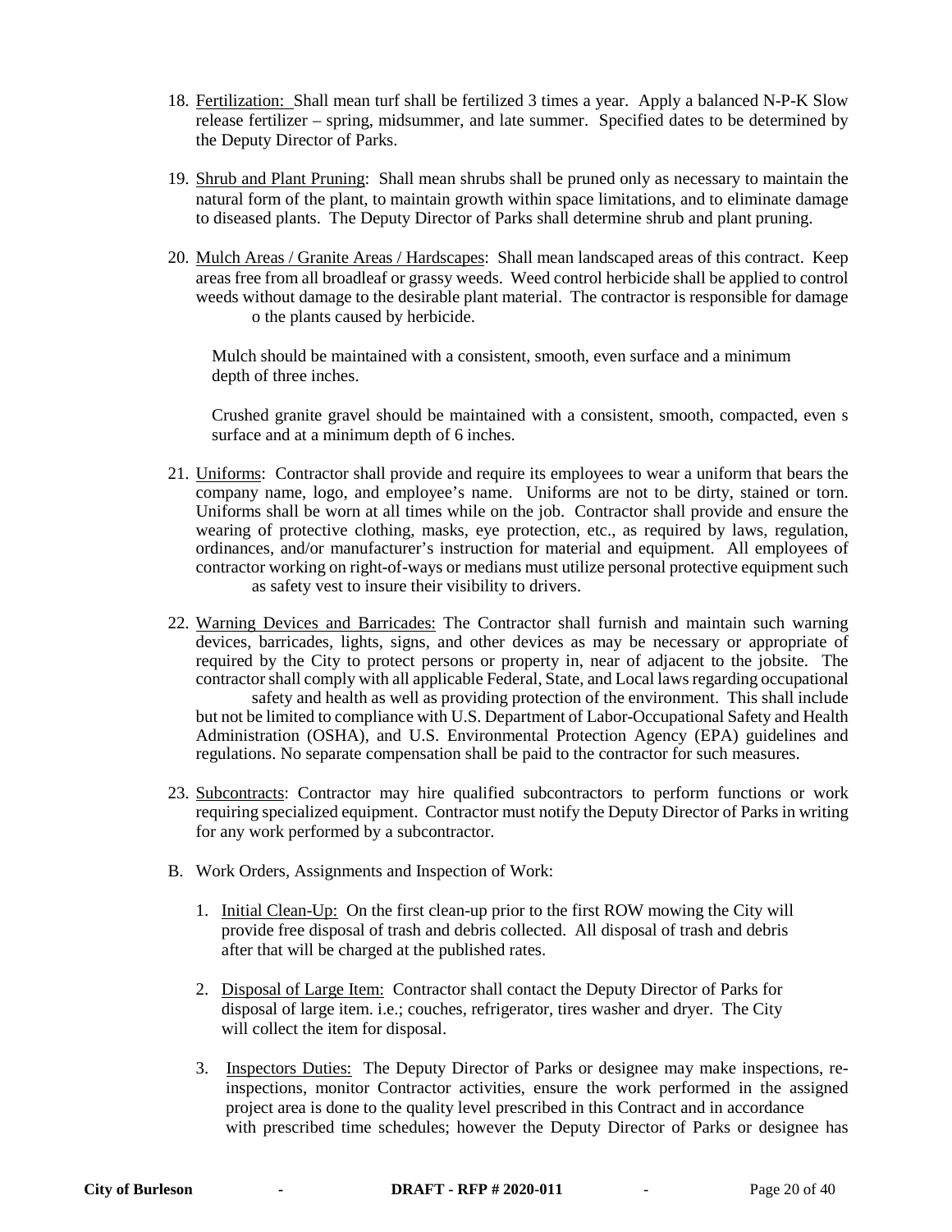18. Fertilization: Shall mean turf shall be fertilized 3 times a year. Apply a balanced N-P-K Slow release fertilizer – spring, midsummer, and late summer. Specified dates to be determined by the Deputy Director of Parks.

19. Shrub and Plant Pruning: Shall mean shrubs shall be pruned only as necessary to maintain the natural form of the plant, to maintain growth within space limitations, and to eliminate damage to diseased plants. The Deputy Director of Parks shall determine shrub and plant pruning.

20. Mulch Areas / Granite Areas / Hardscapes: Shall mean landscaped areas of this contract. Keep areas free from all broadleaf or grassy weeds. Weed control herbicide shall be applied to control weeds without damage to the desirable plant material. The contractor is responsible for damage o the plants caused by herbicide.

    Mulch should be maintained with a consistent, smooth, even surface and a minimum depth of three inches.

    Crushed granite gravel should be maintained with a consistent, smooth, compacted, even s surface and at a minimum depth of 6 inches.

21. Uniforms: Contractor shall provide and require its employees to wear a uniform that bears the company name, logo, and employee's name. Uniforms are not to be dirty, stained or torn. Uniforms shall be worn at all times while on the job. Contractor shall provide and ensure the wearing of protective clothing, masks, eye protection, etc., as required by laws, regulation, ordinances, and/or manufacturer's instruction for material and equipment. All employees of contractor working on right-of-ways or medians must utilize personal protective equipment such as safety vest to insure their visibility to drivers.

22. Warning Devices and Barricades: The Contractor shall furnish and maintain such warning devices, barricades, lights, signs, and other devices as may be necessary or appropriate of required by the City to protect persons or property in, near of adjacent to the jobsite. The contractor shall comply with all applicable Federal, State, and Local laws regarding occupational safety and health as well as providing protection of the environment. This shall include but not be limited to compliance with U.S. Department of Labor-Occupational Safety and Health Administration (OSHA), and U.S. Environmental Protection Agency (EPA) guidelines and regulations. No separate compensation shall be paid to the contractor for such measures.

23. Subcontracts: Contractor may hire qualified subcontractors to perform functions or work requiring specialized equipment. Contractor must notify the Deputy Director of Parks in writing for any work performed by a subcontractor.

B. Work Orders, Assignments and Inspection of Work:

   1. Initial Clean-Up: On the first clean-up prior to the first ROW mowing the City will provide free disposal of trash and debris collected. All disposal of trash and debris after that will be charged at the published rates.

   2. Disposal of Large Item: Contractor shall contact the Deputy Director of Parks for disposal of large item. i.e.; couches, refrigerator, tires washer and dryer. The City will collect the item for disposal.

   3. Inspectors Duties: The Deputy Director of Parks or designee may make inspections, re-inspections, monitor Contractor activities, ensure the work performed in the assigned project area is done to the quality level prescribed in this Contract and in accordance with prescribed time schedules; however the Deputy Director of Parks or designee has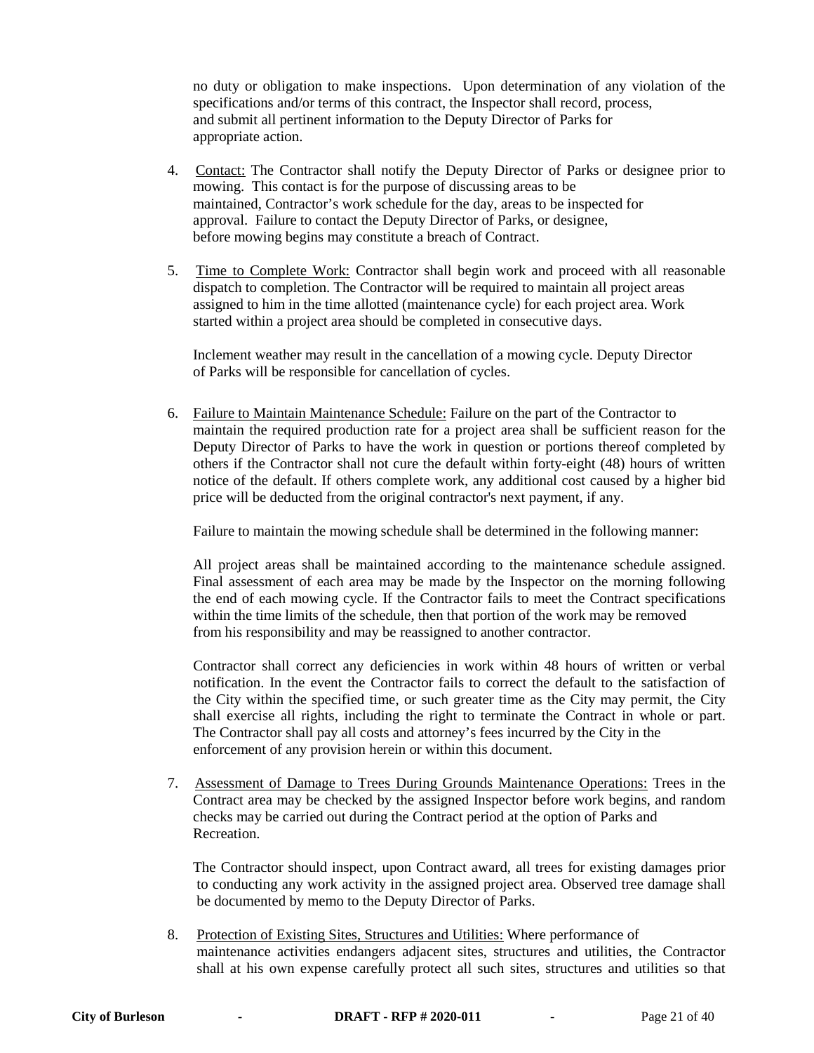no duty or obligation to make inspections. Upon determination of any violation of the specifications and/or terms of this contract, the Inspector shall record, process, and submit all pertinent information to the Deputy Director of Parks for appropriate action.

4. Contact: The Contractor shall notify the Deputy Director of Parks or designee prior to mowing. This contact is for the purpose of discussing areas to be maintained, Contractor's work schedule for the day, areas to be inspected for approval. Failure to contact the Deputy Director of Parks, or designee, before mowing begins may constitute a breach of Contract.

5. Time to Complete Work: Contractor shall begin work and proceed with all reasonable dispatch to completion. The Contractor will be required to maintain all project areas assigned to him in the time allotted (maintenance cycle) for each project area. Work started within a project area should be completed in consecutive days.

   Inclement weather may result in the cancellation of a mowing cycle. Deputy Director of Parks will be responsible for cancellation of cycles.

6. Failure to Maintain Maintenance Schedule: Failure on the part of the Contractor to maintain the required production rate for a project area shall be sufficient reason for the Deputy Director of Parks to have the work in question or portions thereof completed by others if the Contractor shall not cure the default within forty-eight (48) hours of written notice of the default. If others complete work, any additional cost caused by a higher bid price will be deducted from the original contractor's next payment, if any.

   Failure to maintain the mowing schedule shall be determined in the following manner:

   All project areas shall be maintained according to the maintenance schedule assigned. Final assessment of each area may be made by the Inspector on the morning following the end of each mowing cycle. If the Contractor fails to meet the Contract specifications within the time limits of the schedule, then that portion of the work may be removed from his responsibility and may be reassigned to another contractor.

   Contractor shall correct any deficiencies in work within 48 hours of written or verbal notification. In the event the Contractor fails to correct the default to the satisfaction of the City within the specified time, or such greater time as the City may permit, the City shall exercise all rights, including the right to terminate the Contract in whole or part. The Contractor shall pay all costs and attorney's fees incurred by the City in the enforcement of any provision herein or within this document.

7. Assessment of Damage to Trees During Grounds Maintenance Operations: Trees in the Contract area may be checked by the assigned Inspector before work begins, and random checks may be carried out during the Contract period at the option of Parks and Recreation.

   The Contractor should inspect, upon Contract award, all trees for existing damages prior to conducting any work activity in the assigned project area. Observed tree damage shall be documented by memo to the Deputy Director of Parks.

8. Protection of Existing Sites, Structures and Utilities: Where performance of maintenance activities endangers adjacent sites, structures and utilities, the Contractor shall at his own expense carefully protect all such sites, structures and utilities so that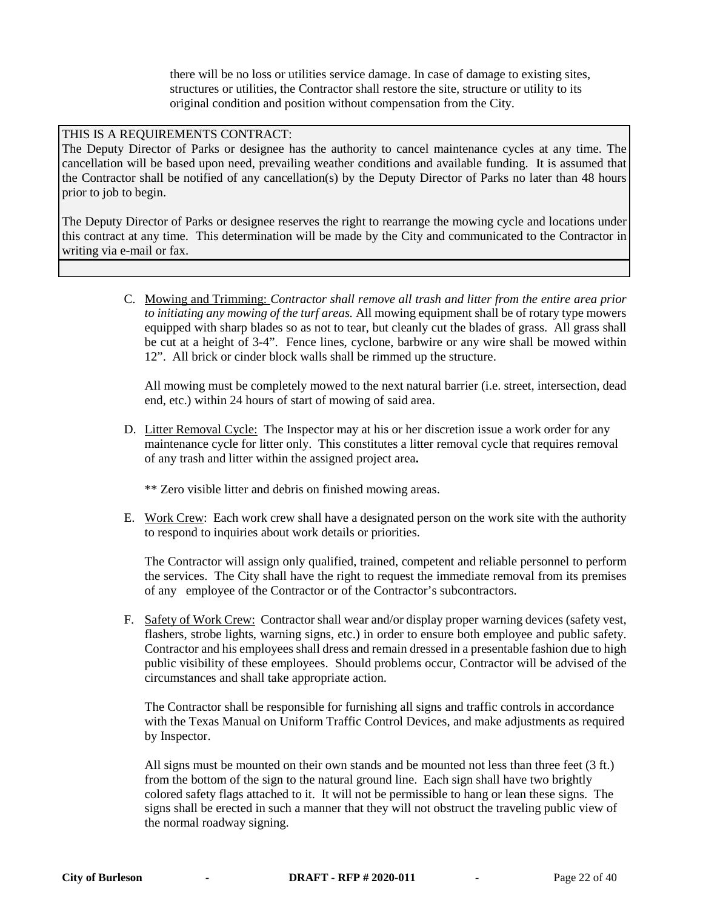there will be no loss or utilities service damage. In case of damage to existing sites, structures or utilities, the Contractor shall restore the site, structure or utility to its original condition and position without compensation from the City.

THIS IS A REQUIREMENTS CONTRACT:
The Deputy Director of Parks or designee has the authority to cancel maintenance cycles at any time. The cancellation will be based upon need, prevailing weather conditions and available funding. It is assumed that the Contractor shall be notified of any cancellation(s) by the Deputy Director of Parks no later than 48 hours prior to job to begin.

The Deputy Director of Parks or designee reserves the right to rearrange the mowing cycle and locations under this contract at any time. This determination will be made by the City and communicated to the Contractor in writing via e-mail or fax.

C. Mowing and Trimming: *Contractor shall remove all trash and litter from the entire area prior to initiating any mowing of the turf areas.* All mowing equipment shall be of rotary type mowers equipped with sharp blades so as not to tear, but cleanly cut the blades of grass. All grass shall be cut at a height of 3-4". Fence lines, cyclone, barbwire or any wire shall be mowed within 12". All brick or cinder block walls shall be rimmed up the structure.

   All mowing must be completely mowed to the next natural barrier (i.e. street, intersection, dead end, etc.) within 24 hours of start of mowing of said area.

D. Litter Removal Cycle: The Inspector may at his or her discretion issue a work order for any maintenance cycle for litter only. This constitutes a litter removal cycle that requires removal of any trash and litter within the assigned project area**.**

   ** Zero visible litter and debris on finished mowing areas.

E. Work Crew: Each work crew shall have a designated person on the work site with the authority to respond to inquiries about work details or priorities.

   The Contractor will assign only qualified, trained, competent and reliable personnel to perform the services. The City shall have the right to request the immediate removal from its premises of any employee of the Contractor or of the Contractor's subcontractors.

F. Safety of Work Crew: Contractor shall wear and/or display proper warning devices (safety vest, flashers, strobe lights, warning signs, etc.) in order to ensure both employee and public safety. Contractor and his employees shall dress and remain dressed in a presentable fashion due to high public visibility of these employees. Should problems occur, Contractor will be advised of the circumstances and shall take appropriate action.

   The Contractor shall be responsible for furnishing all signs and traffic controls in accordance with the Texas Manual on Uniform Traffic Control Devices, and make adjustments as required by Inspector.

   All signs must be mounted on their own stands and be mounted not less than three feet (3 ft.) from the bottom of the sign to the natural ground line. Each sign shall have two brightly colored safety flags attached to it. It will not be permissible to hang or lean these signs. The signs shall be erected in such a manner that they will not obstruct the traveling public view of the normal roadway signing.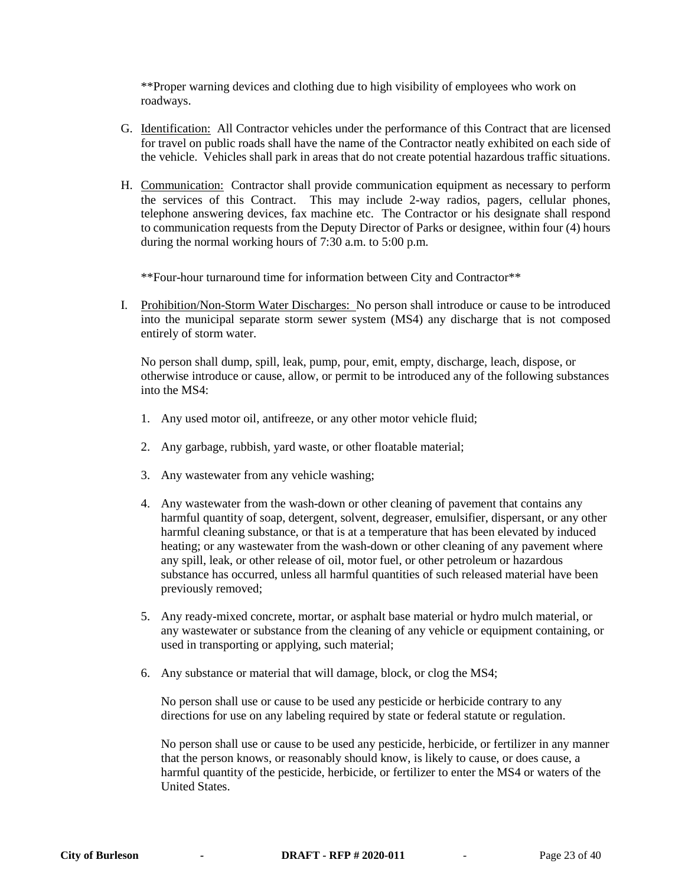**Proper warning devices and clothing due to high visibility of employees who work on roadways.

G. Identification: All Contractor vehicles under the performance of this Contract that are licensed for travel on public roads shall have the name of the Contractor neatly exhibited on each side of the vehicle. Vehicles shall park in areas that do not create potential hazardous traffic situations.

H. Communication: Contractor shall provide communication equipment as necessary to perform the services of this Contract. This may include 2-way radios, pagers, cellular phones, telephone answering devices, fax machine etc. The Contractor or his designate shall respond to communication requests from the Deputy Director of Parks or designee, within four (4) hours during the normal working hours of 7:30 a.m. to 5:00 p.m.

   **Four-hour turnaround time for information between City and Contractor**

I. Prohibition/Non-Storm Water Discharges: No person shall introduce or cause to be introduced into the municipal separate storm sewer system (MS4) any discharge that is not composed entirely of storm water.

   No person shall dump, spill, leak, pump, pour, emit, empty, discharge, leach, dispose, or otherwise introduce or cause, allow, or permit to be introduced any of the following substances into the MS4:

   1. Any used motor oil, antifreeze, or any other motor vehicle fluid;

   2. Any garbage, rubbish, yard waste, or other floatable material;

   3. Any wastewater from any vehicle washing;

   4. Any wastewater from the wash-down or other cleaning of pavement that contains any harmful quantity of soap, detergent, solvent, degreaser, emulsifier, dispersant, or any other harmful cleaning substance, or that is at a temperature that has been elevated by induced heating; or any wastewater from the wash-down or other cleaning of any pavement where any spill, leak, or other release of oil, motor fuel, or other petroleum or hazardous substance has occurred, unless all harmful quantities of such released material have been previously removed;

   5. Any ready-mixed concrete, mortar, or asphalt base material or hydro mulch material, or any wastewater or substance from the cleaning of any vehicle or equipment containing, or used in transporting or applying, such material;

   6. Any substance or material that will damage, block, or clog the MS4;

   No person shall use or cause to be used any pesticide or herbicide contrary to any directions for use on any labeling required by state or federal statute or regulation.

   No person shall use or cause to be used any pesticide, herbicide, or fertilizer in any manner that the person knows, or reasonably should know, is likely to cause, or does cause, a harmful quantity of the pesticide, herbicide, or fertilizer to enter the MS4 or waters of the United States.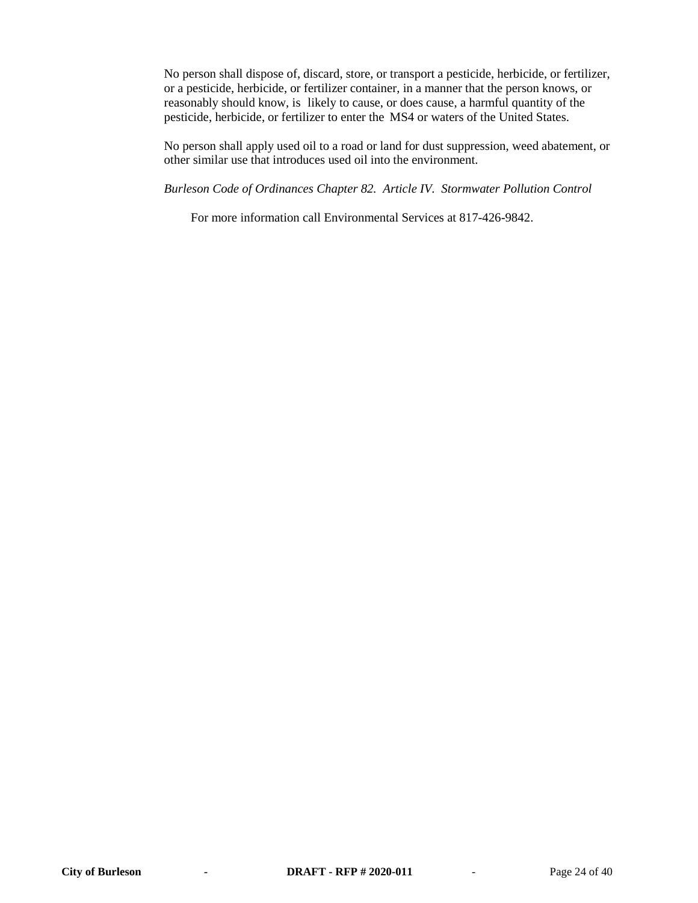No person shall dispose of, discard, store, or transport a pesticide, herbicide, or fertilizer, or a pesticide, herbicide, or fertilizer container, in a manner that the person knows, or reasonably should know, is likely to cause, or does cause, a harmful quantity of the pesticide, herbicide, or fertilizer to enter the MS4 or waters of the United States.

No person shall apply used oil to a road or land for dust suppression, weed abatement, or other similar use that introduces used oil into the environment.

*Burleson Code of Ordinances Chapter 82. Article IV. Stormwater Pollution Control*

For more information call Environmental Services at 817-426-9842.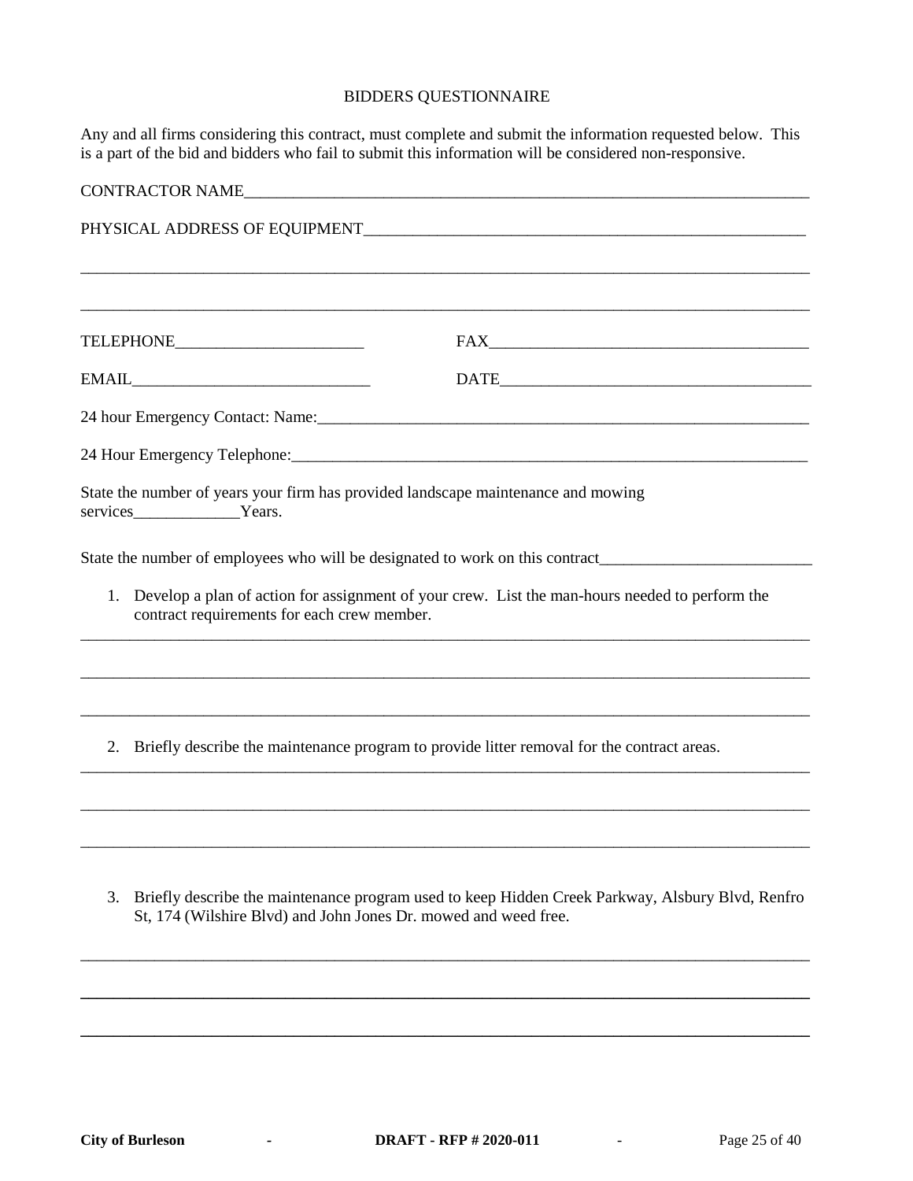# BIDDERS QUESTIONNAIRE

Any and all firms considering this contract, must complete and submit the information requested below. This is a part of the bid and bidders who fail to submit this information will be considered non-responsive.

CONTRACTOR NAME_______________________________________________________________

PHYSICAL ADDRESS OF EQUIPMENT______________________________________________

_______________________________________________________________________________

_______________________________________________________________________________

TELEPHONE_______________________ FAX_____________________________________

EMAIL___________________________ DATE____________________________________

24 hour Emergency Contact: Name:_________________________________________________

24 Hour Emergency Telephone:____________________________________________________

State the number of years your firm has provided landscape maintenance and mowing services_____________Years.

State the number of employees who will be designated to work on this contract_______________________

1. Develop a plan of action for assignment of your crew. List the man-hours needed to perform the contract requirements for each crew member.

_______________________________________________________________________________

_______________________________________________________________________________

_______________________________________________________________________________

2. Briefly describe the maintenance program to provide litter removal for the contract areas.

_______________________________________________________________________________

_______________________________________________________________________________

_______________________________________________________________________________

3. Briefly describe the maintenance program used to keep Hidden Creek Parkway, Alsbury Blvd, Renfro St, 174 (Wilshire Blvd) and John Jones Dr. mowed and weed free.

_______________________________________________________________________________

_______________________________________________________________________________

_______________________________________________________________________________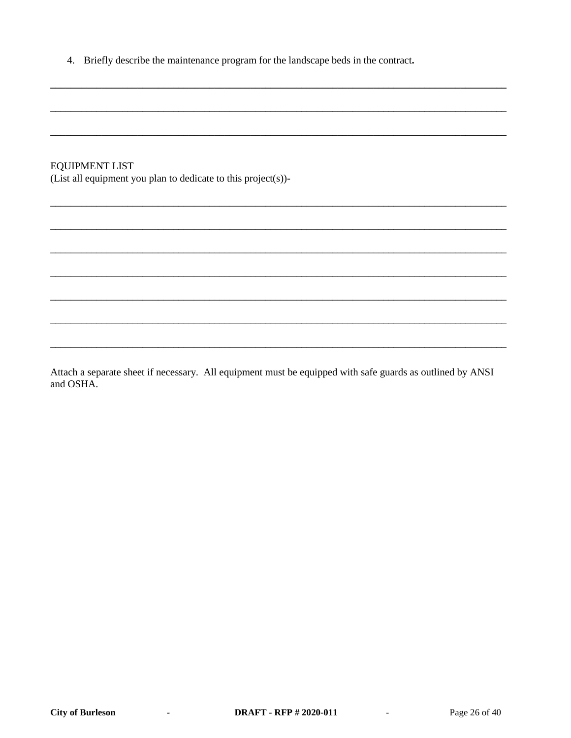4. Briefly describe the maintenance program for the landscape beds in the contract**.**

______________________________________________________________________________

______________________________________________________________________________

______________________________________________________________________________

EQUIPMENT LIST
(List all equipment you plan to dedicate to this project(s))-

______________________________________________________________________________

______________________________________________________________________________

______________________________________________________________________________

______________________________________________________________________________

______________________________________________________________________________

______________________________________________________________________________

______________________________________________________________________________

Attach a separate sheet if necessary. All equipment must be equipped with safe guards as outlined by ANSI and OSHA.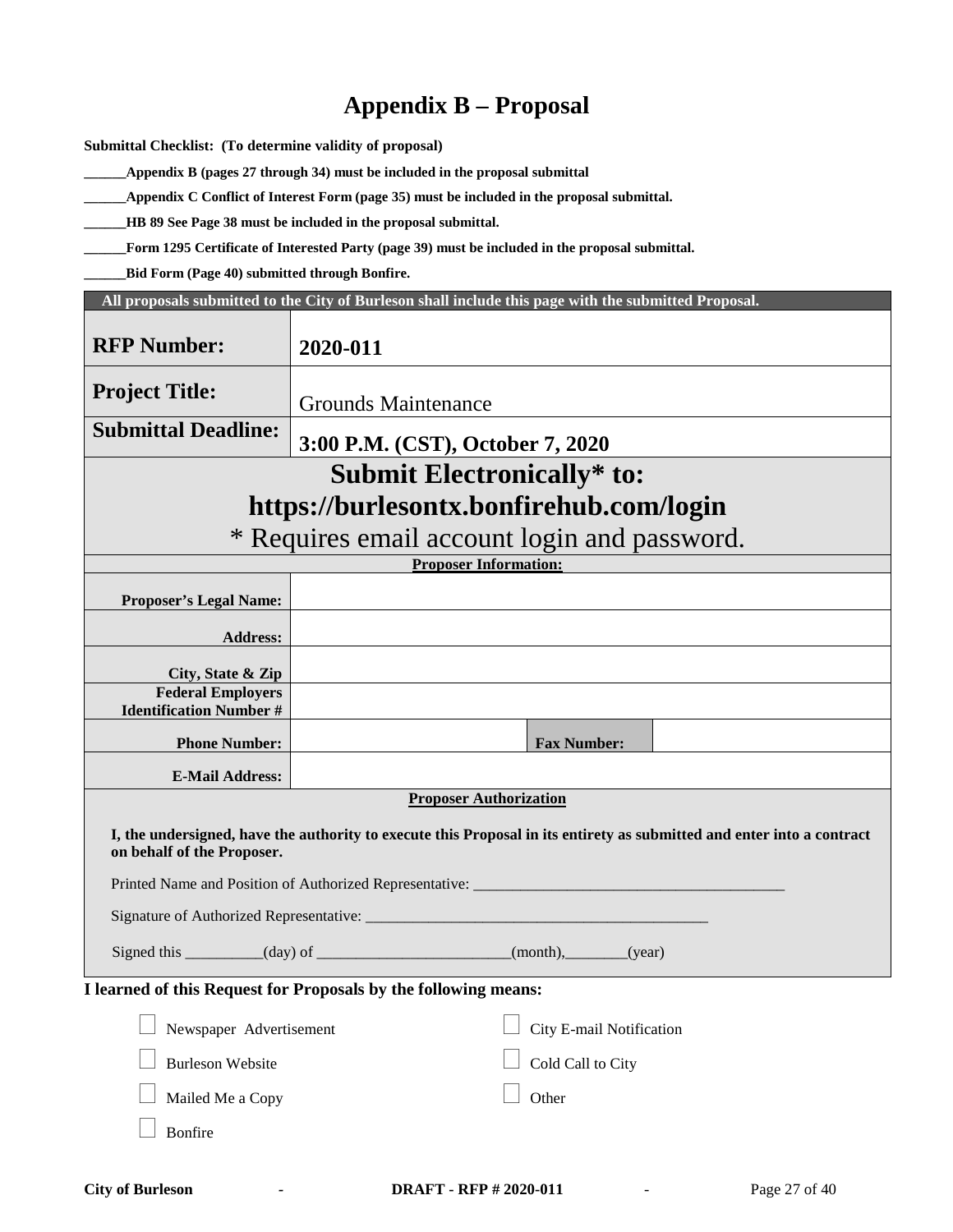# Appendix B – Proposal

**Submittal Checklist: (To determine validity of proposal)**

**\_\_\_\_\_\_Appendix B (pages 27 through 34) must be included in the proposal submittal**

**\_\_\_\_\_\_Appendix C Conflict of Interest Form (page 35) must be included in the proposal submittal.**

**\_\_\_\_\_\_HB 89 See Page 38 must be included in the proposal submittal.**

**\_\_\_\_\_\_Form 1295 Certificate of Interested Party (page 39) must be included in the proposal submittal.**

**\_\_\_\_\_\_Bid Form (Page 40) submitted through Bonfire.**

| **All proposals submitted to the City of Burleson shall include this page with the submitted Proposal.** | | | |
|---|---|---|---|
| **RFP Number:** | **2020-011** | | |
| **Project Title:** | Grounds Maintenance | | |
| **Submittal Deadline:** | **3:00 P.M. (CST), October 7, 2020** | | |
| **Submit Electronically\* to: https://burlesontx.bonfirehub.com/login** \* Requires email account login and password. | | | |
| **Proposer Information:** | | | |
| **Proposer's Legal Name:** | | | |
| **Address:** | | | |
| **City, State & Zip** | | | |
| **Federal Employers Identification Number #** | | | |
| **Phone Number:** | | **Fax Number:** | |
| **E-Mail Address:** | | | |

**Proposer Authorization**

**I, the undersigned, have the authority to execute this Proposal in its entirety as submitted and enter into a contract on behalf of the Proposer.**

Printed Name and Position of Authorized Representative: \_\_\_\_\_\_\_\_\_\_\_\_\_\_\_\_\_\_\_\_\_\_\_\_\_\_\_\_\_\_\_\_\_\_\_\_\_\_\_\_

Signature of Authorized Representative: \_\_\_\_\_\_\_\_\_\_\_\_\_\_\_\_\_\_\_\_\_\_\_\_\_\_\_\_\_\_\_\_\_\_\_\_\_\_\_\_\_\_\_\_\_

Signed this \_\_\_\_\_\_\_\_\_\_(day) of \_\_\_\_\_\_\_\_\_\_\_\_\_\_\_\_\_\_\_\_\_\_\_\_\_(month),\_\_\_\_\_\_\_\_(year)

**I learned of this Request for Proposals by the following means:**

- ☐ Newspaper Advertisement
- ☐ Burleson Website
- ☐ Mailed Me a Copy
- ☐ Bonfire
- ☐ City E-mail Notification
- ☐ Cold Call to City
- ☐ Other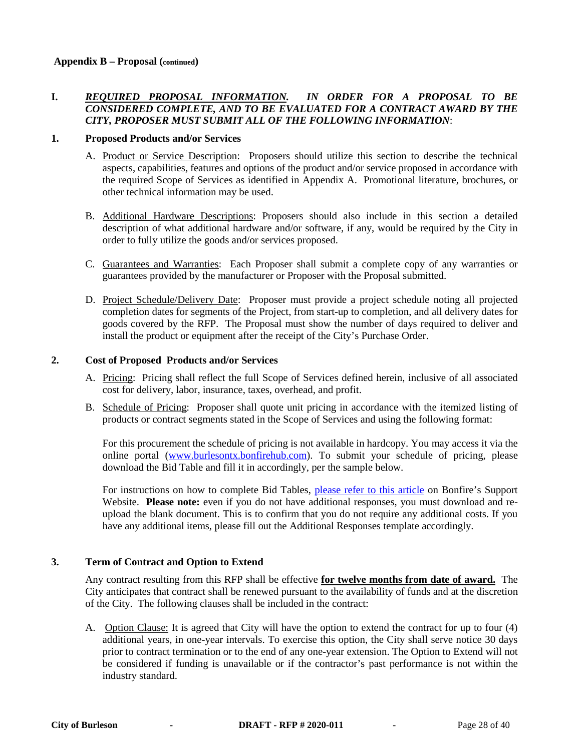**Appendix B – Proposal (continued)**

## I. *REQUIRED PROPOSAL INFORMATION. IN ORDER FOR A PROPOSAL TO BE CONSIDERED COMPLETE, AND TO BE EVALUATED FOR A CONTRACT AWARD BY THE CITY, PROPOSER MUST SUBMIT ALL OF THE FOLLOWING INFORMATION*:

### 1. Proposed Products and/or Services

A. Product or Service Description: Proposers should utilize this section to describe the technical aspects, capabilities, features and options of the product and/or service proposed in accordance with the required Scope of Services as identified in Appendix A. Promotional literature, brochures, or other technical information may be used.

B. Additional Hardware Descriptions: Proposers should also include in this section a detailed description of what additional hardware and/or software, if any, would be required by the City in order to fully utilize the goods and/or services proposed.

C. Guarantees and Warranties: Each Proposer shall submit a complete copy of any warranties or guarantees provided by the manufacturer or Proposer with the Proposal submitted.

D. Project Schedule/Delivery Date: Proposer must provide a project schedule noting all projected completion dates for segments of the Project, from start-up to completion, and all delivery dates for goods covered by the RFP. The Proposal must show the number of days required to deliver and install the product or equipment after the receipt of the City's Purchase Order.

### 2. Cost of Proposed Products and/or Services

A. Pricing: Pricing shall reflect the full Scope of Services defined herein, inclusive of all associated cost for delivery, labor, insurance, taxes, overhead, and profit.

B. Schedule of Pricing: Proposer shall quote unit pricing in accordance with the itemized listing of products or contract segments stated in the Scope of Services and using the following format:

For this procurement the schedule of pricing is not available in hardcopy. You may access it via the online portal (www.burlesontx.bonfirehub.com). To submit your schedule of pricing, please download the Bid Table and fill it in accordingly, per the sample below.

For instructions on how to complete Bid Tables, please refer to this article on Bonfire's Support Website. **Please note:** even if you do not have additional responses, you must download and re-upload the blank document. This is to confirm that you do not require any additional costs. If you have any additional items, please fill out the Additional Responses template accordingly.

### 3. Term of Contract and Option to Extend

Any contract resulting from this RFP shall be effective **for twelve months from date of award.** The City anticipates that contract shall be renewed pursuant to the availability of funds and at the discretion of the City. The following clauses shall be included in the contract:

A. Option Clause: It is agreed that City will have the option to extend the contract for up to four (4) additional years, in one-year intervals. To exercise this option, the City shall serve notice 30 days prior to contract termination or to the end of any one-year extension. The Option to Extend will not be considered if funding is unavailable or if the contractor's past performance is not within the industry standard.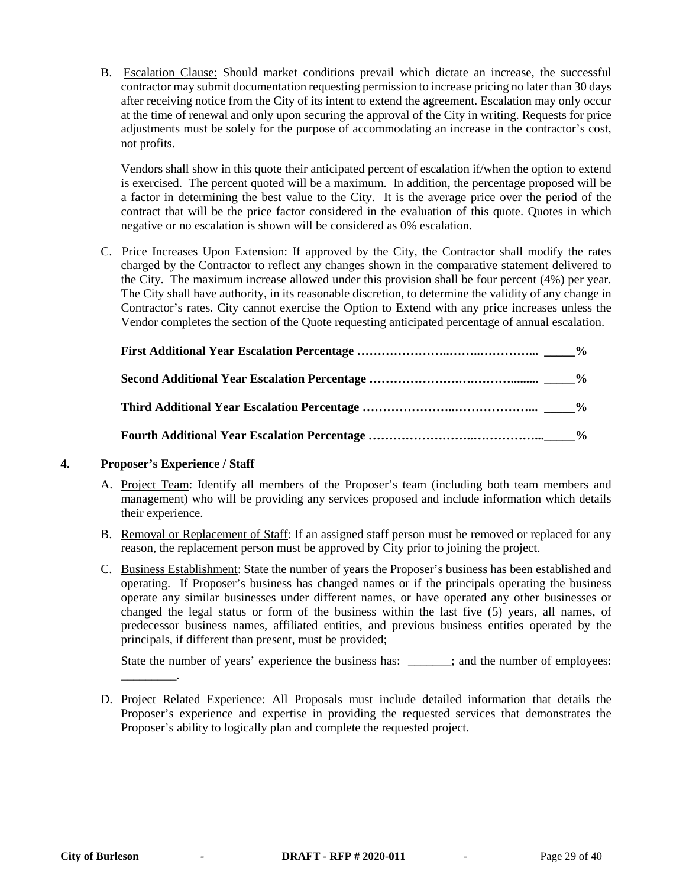B. Escalation Clause: Should market conditions prevail which dictate an increase, the successful contractor may submit documentation requesting permission to increase pricing no later than 30 days after receiving notice from the City of its intent to extend the agreement. Escalation may only occur at the time of renewal and only upon securing the approval of the City in writing. Requests for price adjustments must be solely for the purpose of accommodating an increase in the contractor's cost, not profits.

Vendors shall show in this quote their anticipated percent of escalation if/when the option to extend is exercised. The percent quoted will be a maximum. In addition, the percentage proposed will be a factor in determining the best value to the City. It is the average price over the period of the contract that will be the price factor considered in the evaluation of this quote. Quotes in which negative or no escalation is shown will be considered as 0% escalation.

C. Price Increases Upon Extension: If approved by the City, the Contractor shall modify the rates charged by the Contractor to reflect any changes shown in the comparative statement delivered to the City. The maximum increase allowed under this provision shall be four percent (4%) per year. The City shall have authority, in its reasonable discretion, to determine the validity of any change in Contractor's rates. City cannot exercise the Option to Extend with any price increases unless the Vendor completes the section of the Quote requesting anticipated percentage of annual escalation.

**First Additional Year Escalation Percentage ……………………..……..…………... _____%**

**Second Additional Year Escalation Percentage ……………………….………......... _____%**

**Third Additional Year Escalation Percentage ……………………..………………... _____%**

**Fourth Additional Year Escalation Percentage ………………………..……………...._____%**

## 4. Proposer's Experience / Staff

A. Project Team: Identify all members of the Proposer's team (including both team members and management) who will be providing any services proposed and include information which details their experience.

B. Removal or Replacement of Staff: If an assigned staff person must be removed or replaced for any reason, the replacement person must be approved by City prior to joining the project.

C. Business Establishment: State the number of years the Proposer's business has been established and operating. If Proposer's business has changed names or if the principals operating the business operate any similar businesses under different names, or have operated any other businesses or changed the legal status or form of the business within the last five (5) years, all names, of predecessor business names, affiliated entities, and previous business entities operated by the principals, if different than present, must be provided;

State the number of years' experience the business has: _______; and the number of employees: _________.

D. Project Related Experience: All Proposals must include detailed information that details the Proposer's experience and expertise in providing the requested services that demonstrates the Proposer's ability to logically plan and complete the requested project.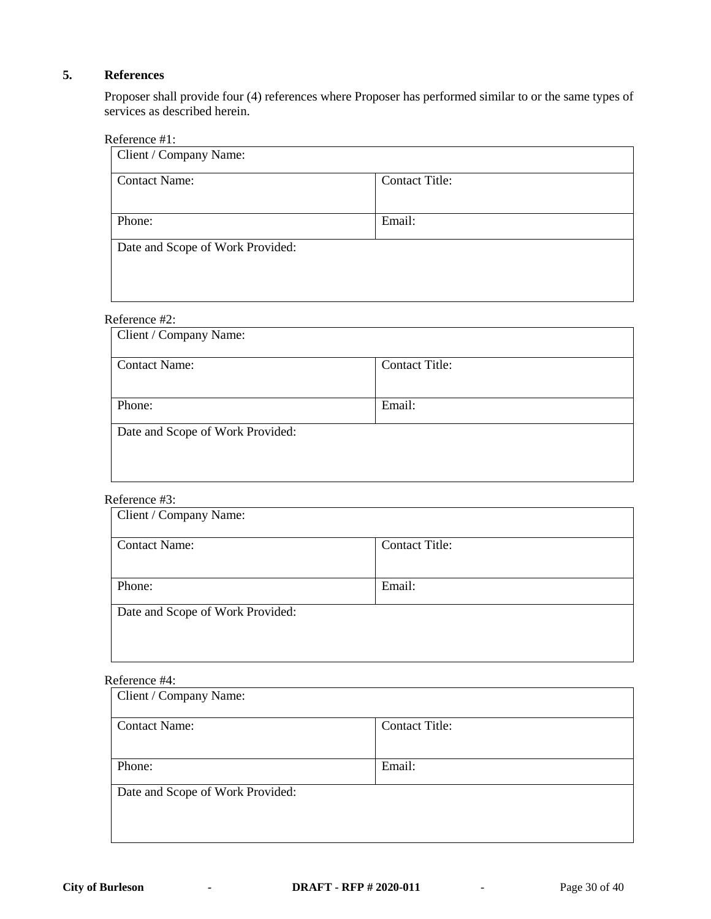## 5. References

Proposer shall provide four (4) references where Proposer has performed similar to or the same types of services as described herein.

Reference #1:

| Client / Company Name: | |
|---|---|
| Contact Name: | Contact Title: |
| Phone: | Email: |
| Date and Scope of Work Provided: | |

Reference #2:

| Client / Company Name: | |
|---|---|
| Contact Name: | Contact Title: |
| Phone: | Email: |
| Date and Scope of Work Provided: | |

Reference #3:

| Client / Company Name: | |
|---|---|
| Contact Name: | Contact Title: |
| Phone: | Email: |
| Date and Scope of Work Provided: | |

Reference #4:

| Client / Company Name: | |
|---|---|
| Contact Name: | Contact Title: |
| Phone: | Email: |
| Date and Scope of Work Provided: | |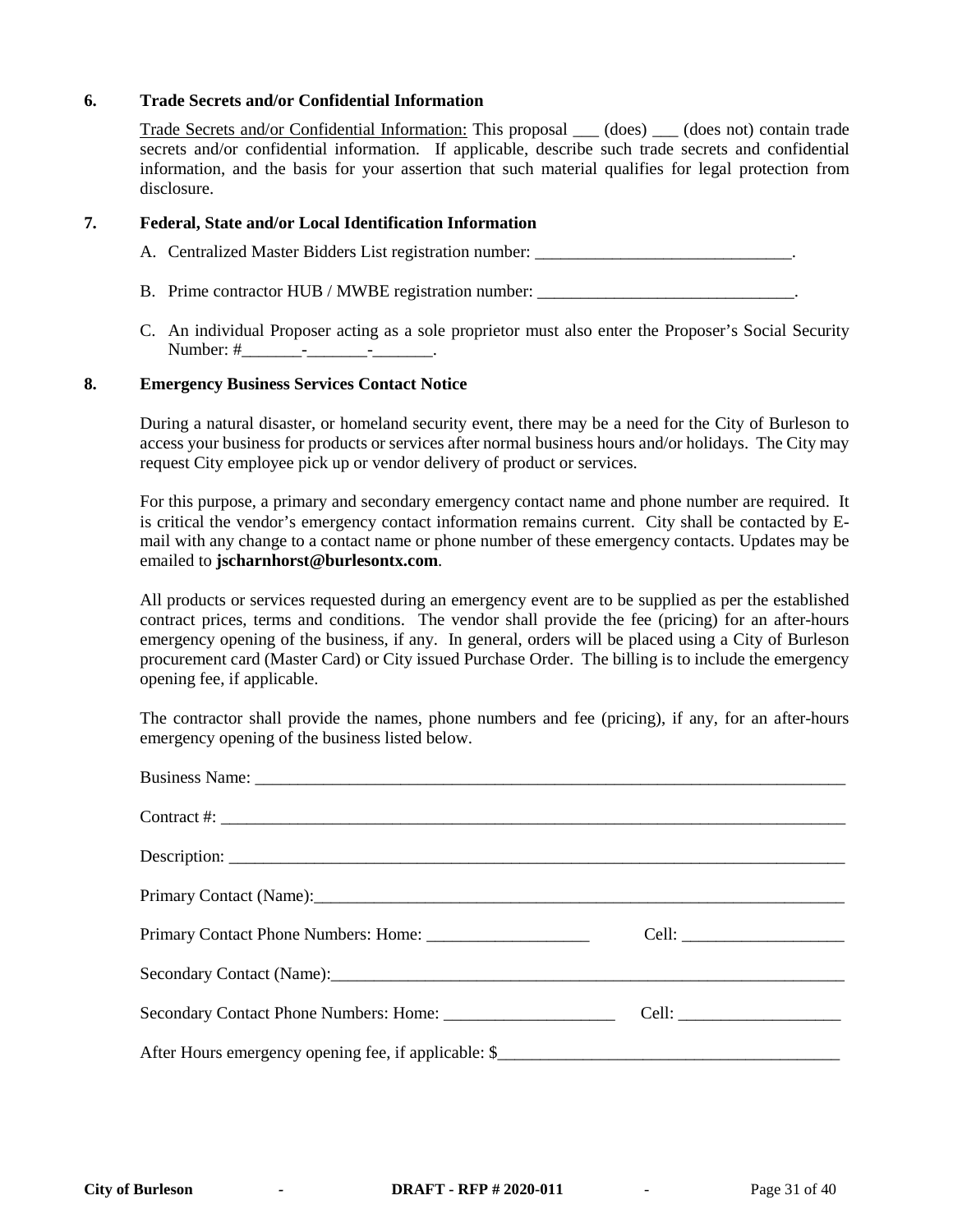## 6. Trade Secrets and/or Confidential Information

Trade Secrets and/or Confidential Information: This proposal ___ (does) ___ (does not) contain trade secrets and/or confidential information. If applicable, describe such trade secrets and confidential information, and the basis for your assertion that such material qualifies for legal protection from disclosure.

## 7. Federal, State and/or Local Identification Information

A. Centralized Master Bidders List registration number: ______________________________.

B. Prime contractor HUB / MWBE registration number: ______________________________.

C. An individual Proposer acting as a sole proprietor must also enter the Proposer's Social Security Number: #_______-_______-_______.

## 8. Emergency Business Services Contact Notice

During a natural disaster, or homeland security event, there may be a need for the City of Burleson to access your business for products or services after normal business hours and/or holidays. The City may request City employee pick up or vendor delivery of product or services.

For this purpose, a primary and secondary emergency contact name and phone number are required. It is critical the vendor's emergency contact information remains current. City shall be contacted by E-mail with any change to a contact name or phone number of these emergency contacts. Updates may be emailed to **jscharnhorst@burlesontx.com**.

All products or services requested during an emergency event are to be supplied as per the established contract prices, terms and conditions. The vendor shall provide the fee (pricing) for an after-hours emergency opening of the business, if any. In general, orders will be placed using a City of Burleson procurement card (Master Card) or City issued Purchase Order. The billing is to include the emergency opening fee, if applicable.

The contractor shall provide the names, phone numbers and fee (pricing), if any, for an after-hours emergency opening of the business listed below.

Business Name: ___________________________________________________________________________

Contract #: ______________________________________________________________________________

Description: _____________________________________________________________________________

Primary Contact (Name):___________________________________________________________________

Primary Contact Phone Numbers: Home: ___________________ Cell: ___________________

Secondary Contact (Name):_________________________________________________________________

Secondary Contact Phone Numbers: Home: ____________________ Cell: ___________________

After Hours emergency opening fee, if applicable: $_______________________________________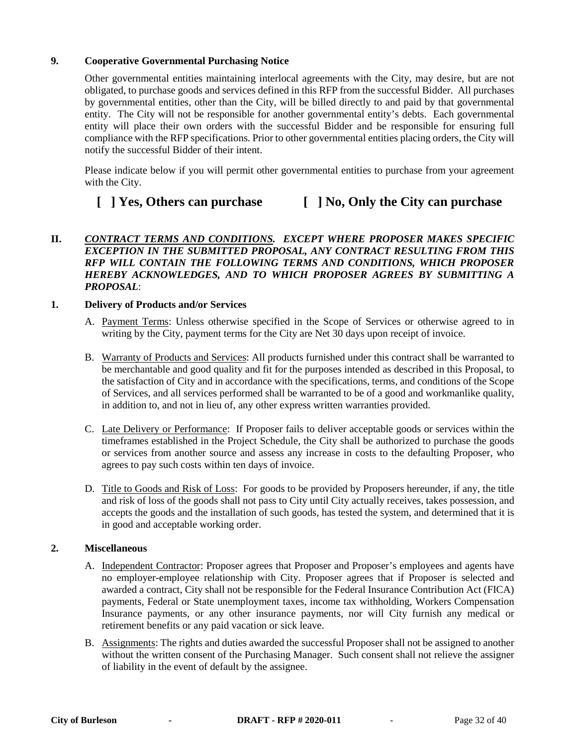**9. Cooperative Governmental Purchasing Notice**

Other governmental entities maintaining interlocal agreements with the City, may desire, but are not obligated, to purchase goods and services defined in this RFP from the successful Bidder. All purchases by governmental entities, other than the City, will be billed directly to and paid by that governmental entity. The City will not be responsible for another governmental entity's debts. Each governmental entity will place their own orders with the successful Bidder and be responsible for ensuring full compliance with the RFP specifications. Prior to other governmental entities placing orders, the City will notify the successful Bidder of their intent.

Please indicate below if you will permit other governmental entities to purchase from your agreement with the City.

**[ ] Yes, Others can purchase** **[ ] No, Only the City can purchase**

## II. ***<u>CONTRACT TERMS AND CONDITIONS</u>. EXCEPT WHERE PROPOSER MAKES SPECIFIC EXCEPTION IN THE SUBMITTED PROPOSAL, ANY CONTRACT RESULTING FROM THIS RFP WILL CONTAIN THE FOLLOWING TERMS AND CONDITIONS, WHICH PROPOSER HEREBY ACKNOWLEDGES, AND TO WHICH PROPOSER AGREES BY SUBMITTING A PROPOSAL***:

**1. Delivery of Products and/or Services**

A. <u>Payment Terms</u>: Unless otherwise specified in the Scope of Services or otherwise agreed to in writing by the City, payment terms for the City are Net 30 days upon receipt of invoice.

B. <u>Warranty of Products and Services</u>: All products furnished under this contract shall be warranted to be merchantable and good quality and fit for the purposes intended as described in this Proposal, to the satisfaction of City and in accordance with the specifications, terms, and conditions of the Scope of Services, and all services performed shall be warranted to be of a good and workmanlike quality, in addition to, and not in lieu of, any other express written warranties provided.

C. <u>Late Delivery or Performance</u>: If Proposer fails to deliver acceptable goods or services within the timeframes established in the Project Schedule, the City shall be authorized to purchase the goods or services from another source and assess any increase in costs to the defaulting Proposer, who agrees to pay such costs within ten days of invoice.

D. <u>Title to Goods and Risk of Loss</u>: For goods to be provided by Proposers hereunder, if any, the title and risk of loss of the goods shall not pass to City until City actually receives, takes possession, and accepts the goods and the installation of such goods, has tested the system, and determined that it is in good and acceptable working order.

**2. Miscellaneous**

A. <u>Independent Contractor</u>: Proposer agrees that Proposer and Proposer's employees and agents have no employer-employee relationship with City. Proposer agrees that if Proposer is selected and awarded a contract, City shall not be responsible for the Federal Insurance Contribution Act (FICA) payments, Federal or State unemployment taxes, income tax withholding, Workers Compensation Insurance payments, or any other insurance payments, nor will City furnish any medical or retirement benefits or any paid vacation or sick leave.

B. <u>Assignments</u>: The rights and duties awarded the successful Proposer shall not be assigned to another without the written consent of the Purchasing Manager. Such consent shall not relieve the assigner of liability in the event of default by the assignee.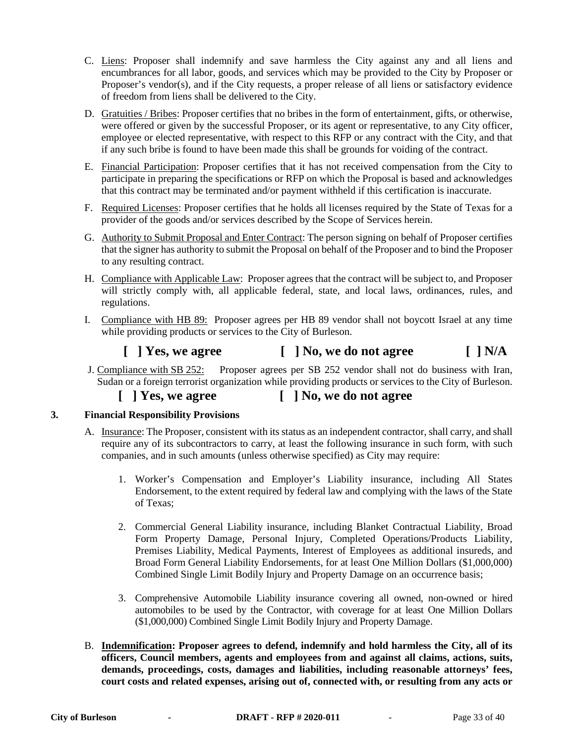C. Liens: Proposer shall indemnify and save harmless the City against any and all liens and encumbrances for all labor, goods, and services which may be provided to the City by Proposer or Proposer's vendor(s), and if the City requests, a proper release of all liens or satisfactory evidence of freedom from liens shall be delivered to the City.

D. Gratuities / Bribes: Proposer certifies that no bribes in the form of entertainment, gifts, or otherwise, were offered or given by the successful Proposer, or its agent or representative, to any City officer, employee or elected representative, with respect to this RFP or any contract with the City, and that if any such bribe is found to have been made this shall be grounds for voiding of the contract.

E. Financial Participation: Proposer certifies that it has not received compensation from the City to participate in preparing the specifications or RFP on which the Proposal is based and acknowledges that this contract may be terminated and/or payment withheld if this certification is inaccurate.

F. Required Licenses: Proposer certifies that he holds all licenses required by the State of Texas for a provider of the goods and/or services described by the Scope of Services herein.

G. Authority to Submit Proposal and Enter Contract: The person signing on behalf of Proposer certifies that the signer has authority to submit the Proposal on behalf of the Proposer and to bind the Proposer to any resulting contract.

H. Compliance with Applicable Law: Proposer agrees that the contract will be subject to, and Proposer will strictly comply with, all applicable federal, state, and local laws, ordinances, rules, and regulations.

I. Compliance with HB 89: Proposer agrees per HB 89 vendor shall not boycott Israel at any time while providing products or services to the City of Burleson.

**[ ] Yes, we agree    [ ] No, we do not agree    [ ] N/A**

J. Compliance with SB 252: Proposer agrees per SB 252 vendor shall not do business with Iran, Sudan or a foreign terrorist organization while providing products or services to the City of Burleson.

**[ ] Yes, we agree    [ ] No, we do not agree**

**3. Financial Responsibility Provisions**

A. Insurance: The Proposer, consistent with its status as an independent contractor, shall carry, and shall require any of its subcontractors to carry, at least the following insurance in such form, with such companies, and in such amounts (unless otherwise specified) as City may require:

1. Worker's Compensation and Employer's Liability insurance, including All States Endorsement, to the extent required by federal law and complying with the laws of the State of Texas;

2. Commercial General Liability insurance, including Blanket Contractual Liability, Broad Form Property Damage, Personal Injury, Completed Operations/Products Liability, Premises Liability, Medical Payments, Interest of Employees as additional insureds, and Broad Form General Liability Endorsements, for at least One Million Dollars ($1,000,000) Combined Single Limit Bodily Injury and Property Damage on an occurrence basis;

3. Comprehensive Automobile Liability insurance covering all owned, non-owned or hired automobiles to be used by the Contractor, with coverage for at least One Million Dollars ($1,000,000) Combined Single Limit Bodily Injury and Property Damage.

B. **Indemnification: Proposer agrees to defend, indemnify and hold harmless the City, all of its officers, Council members, agents and employees from and against all claims, actions, suits, demands, proceedings, costs, damages and liabilities, including reasonable attorneys' fees, court costs and related expenses, arising out of, connected with, or resulting from any acts or**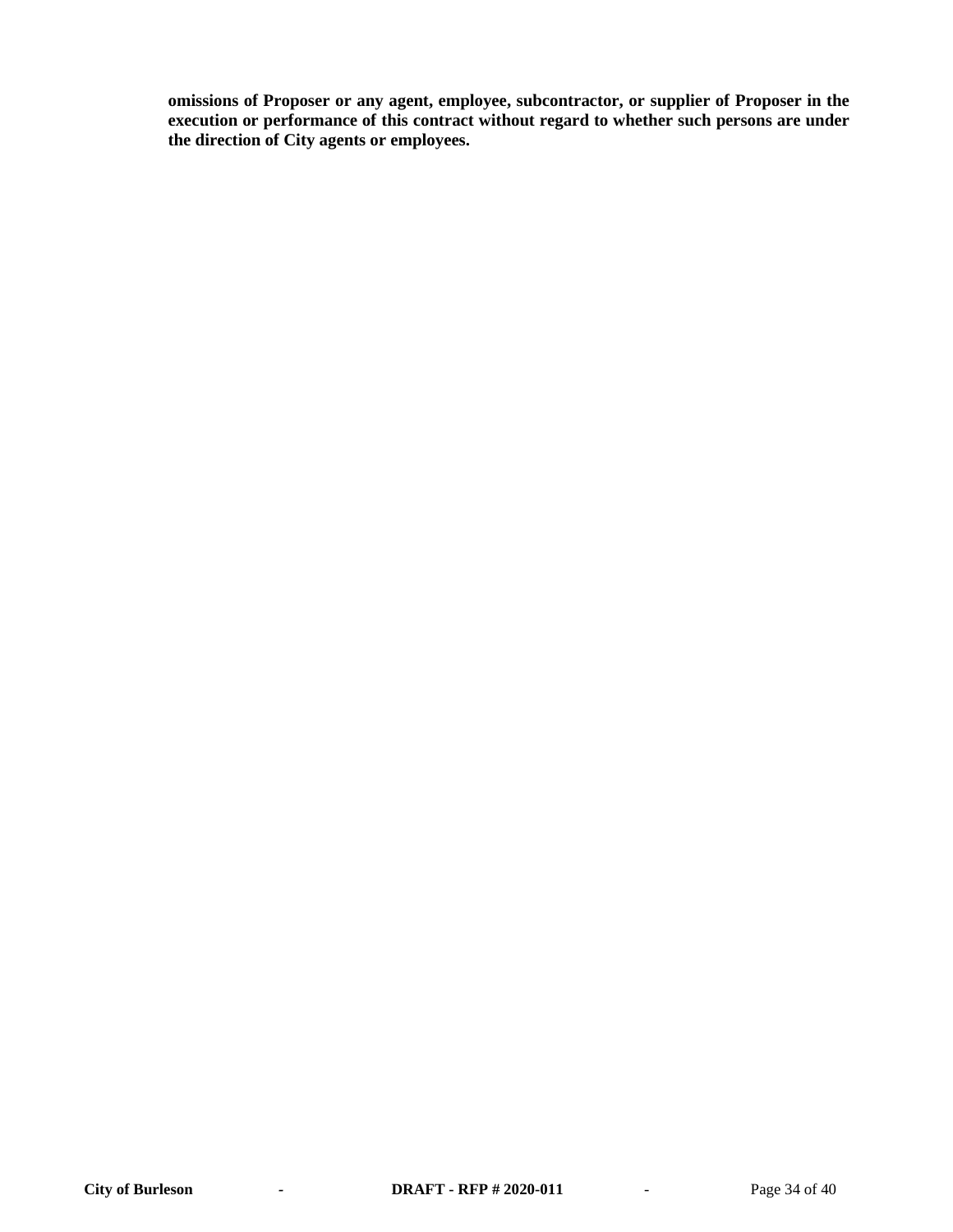**omissions of Proposer or any agent, employee, subcontractor, or supplier of Proposer in the execution or performance of this contract without regard to whether such persons are under the direction of City agents or employees.**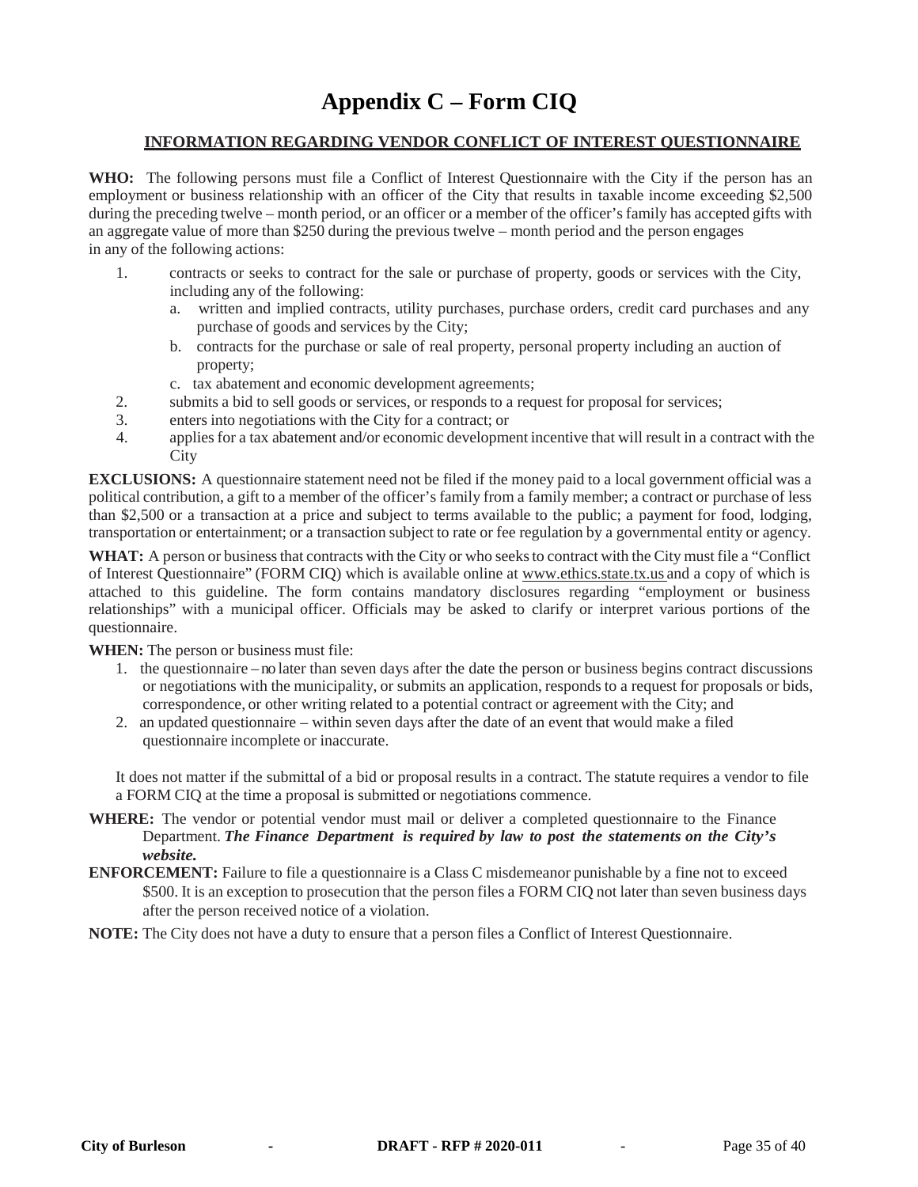# Appendix C – Form CIQ

## INFORMATION REGARDING VENDOR CONFLICT OF INTEREST QUESTIONNAIRE

**WHO:** The following persons must file a Conflict of Interest Questionnaire with the City if the person has an employment or business relationship with an officer of the City that results in taxable income exceeding $2,500 during the preceding twelve – month period, or an officer or a member of the officer's family has accepted gifts with an aggregate value of more than $250 during the previous twelve – month period and the person engages in any of the following actions:

1. contracts or seeks to contract for the sale or purchase of property, goods or services with the City, including any of the following:
   a. written and implied contracts, utility purchases, purchase orders, credit card purchases and any purchase of goods and services by the City;
   b. contracts for the purchase or sale of real property, personal property including an auction of property;
   c. tax abatement and economic development agreements;
2. submits a bid to sell goods or services, or responds to a request for proposal for services;
3. enters into negotiations with the City for a contract; or
4. applies for a tax abatement and/or economic development incentive that will result in a contract with the City

**EXCLUSIONS:** A questionnaire statement need not be filed if the money paid to a local government official was a political contribution, a gift to a member of the officer's family from a family member; a contract or purchase of less than $2,500 or a transaction at a price and subject to terms available to the public; a payment for food, lodging, transportation or entertainment; or a transaction subject to rate or fee regulation by a governmental entity or agency.

**WHAT:** A person or business that contracts with the City or who seeks to contract with the City must file a "Conflict of Interest Questionnaire" (FORM CIQ) which is available online at www.ethics.state.tx.us and a copy of which is attached to this guideline. The form contains mandatory disclosures regarding "employment or business relationships" with a municipal officer. Officials may be asked to clarify or interpret various portions of the questionnaire.

**WHEN:** The person or business must file:

1. the questionnaire – no later than seven days after the date the person or business begins contract discussions or negotiations with the municipality, or submits an application, responds to a request for proposals or bids, correspondence, or other writing related to a potential contract or agreement with the City; and
2. an updated questionnaire – within seven days after the date of an event that would make a filed questionnaire incomplete or inaccurate.

It does not matter if the submittal of a bid or proposal results in a contract. The statute requires a vendor to file a FORM CIQ at the time a proposal is submitted or negotiations commence.

**WHERE:** The vendor or potential vendor must mail or deliver a completed questionnaire to the Finance Department. ***The Finance Department is required by law to post the statements on the City's website.***

**ENFORCEMENT:** Failure to file a questionnaire is a Class C misdemeanor punishable by a fine not to exceed $500. It is an exception to prosecution that the person files a FORM CIQ not later than seven business days after the person received notice of a violation.

**NOTE:** The City does not have a duty to ensure that a person files a Conflict of Interest Questionnaire.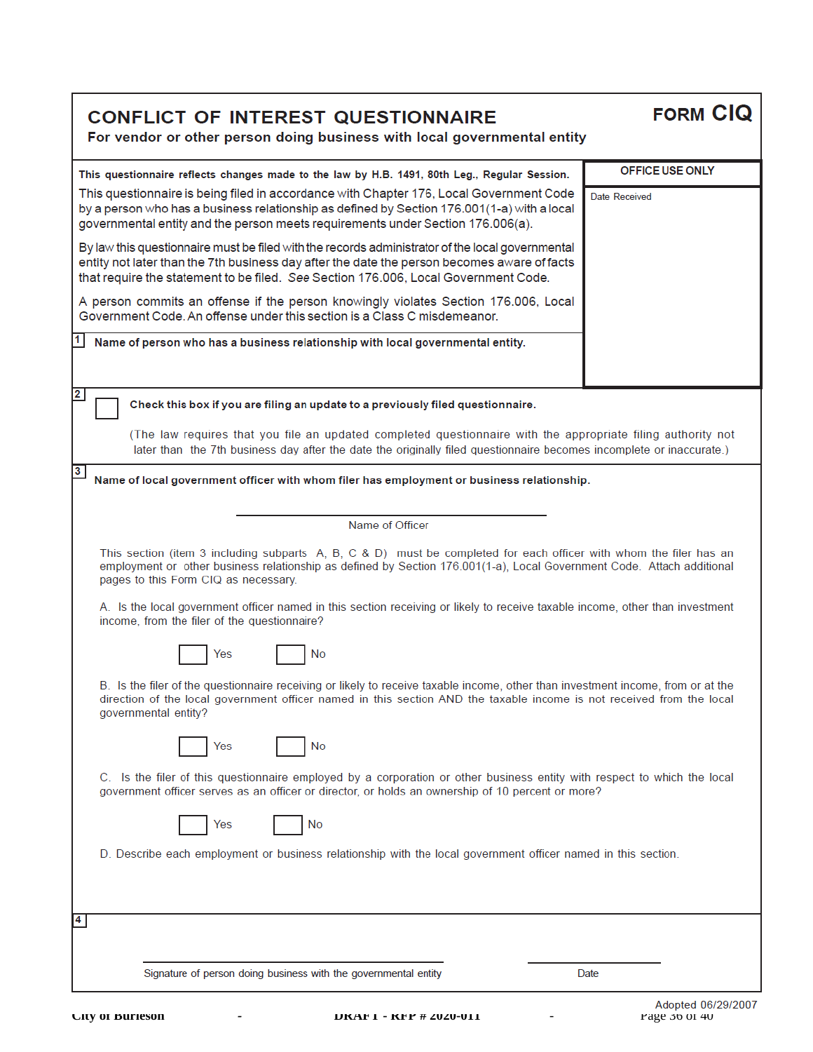# CONFLICT OF INTEREST QUESTIONNAIRE

**FORM CIQ**

**For vendor or other person doing business with local governmental entity**

**This questionnaire reflects changes made to the law by H.B. 1491, 80th Leg., Regular Session.**

This questionnaire is being filed in accordance with Chapter 176, Local Government Code by a person who has a business relationship as defined by Section 176.001(1-a) with a local governmental entity and the person meets requirements under Section 176.006(a).

By law this questionnaire must be filed with the records administrator of the local governmental entity not later than the 7th business day after the date the person becomes aware of facts that require the statement to be filed. *See* Section 176.006, Local Government Code.

A person commits an offense if the person knowingly violates Section 176.006, Local Government Code. An offense under this section is a Class C misdemeanor.

| OFFICE USE ONLY |
| --- |
| Date Received |

**1** **Name of person who has a business relationship with local governmental entity.**

**2** ☐ **Check this box if you are filing an update to a previously filed questionnaire.**

(The law requires that you file an updated completed questionnaire with the appropriate filing authority not later than the 7th business day after the date the originally filed questionnaire becomes incomplete or inaccurate.)

**3** **Name of local government officer with whom filer has employment or business relationship.**

\_\_\_\_\_\_\_\_\_\_\_\_\_\_\_\_\_\_\_\_\_\_\_\_\_\_\_\_\_\_
Name of Officer

This section (item 3 including subparts A, B, C & D) must be completed for each officer with whom the filer has an employment or other business relationship as defined by Section 176.001(1-a), Local Government Code. Attach additional pages to this Form CIQ as necessary.

A. Is the local government officer named in this section receiving or likely to receive taxable income, other than investment income, from the filer of the questionnaire?

☐ Yes ☐ No

B. Is the filer of the questionnaire receiving or likely to receive taxable income, other than investment income, from or at the direction of the local government officer named in this section AND the taxable income is not received from the local governmental entity?

☐ Yes ☐ No

C. Is the filer of this questionnaire employed by a corporation or other business entity with respect to which the local government officer serves as an officer or director, or holds an ownership of 10 percent or more?

☐ Yes ☐ No

D. Describe each employment or business relationship with the local government officer named in this section.

**4**

\_\_\_\_\_\_\_\_\_\_\_\_\_\_\_\_\_\_\_\_\_\_\_\_\_\_\_\_\_\_ \_\_\_\_\_\_\_\_\_\_\_\_\_\_\_
Signature of person doing business with the governmental entity Date

Adopted 06/29/2007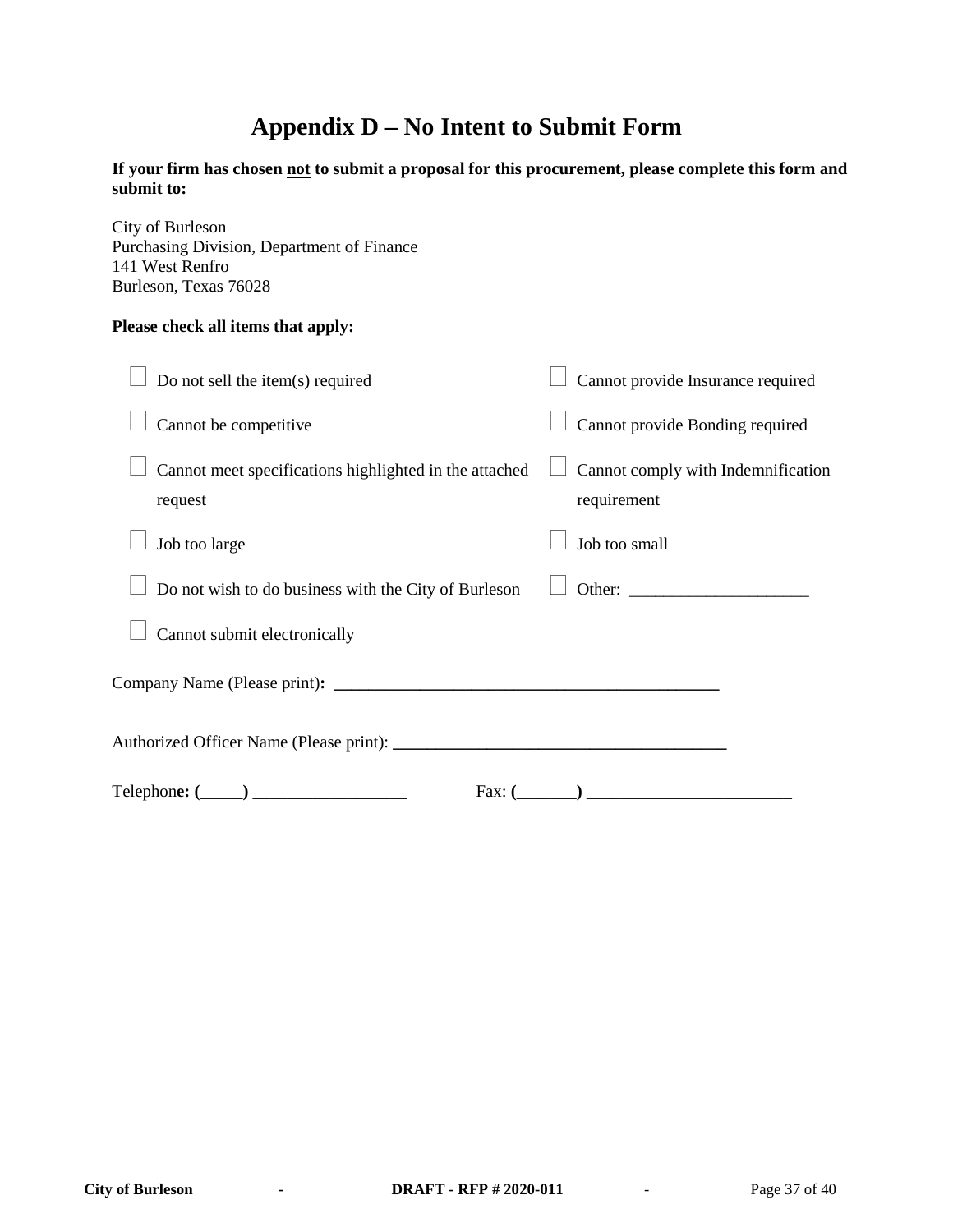# Appendix D – No Intent to Submit Form

**If your firm has chosen <u>not</u> to submit a proposal for this procurement, please complete this form and submit to:**

City of Burleson
Purchasing Division, Department of Finance
141 West Renfro
Burleson, Texas 76028

**Please check all items that apply:**

- ☐ Do not sell the item(s) required
- ☐ Cannot provide Insurance required
- ☐ Cannot be competitive
- ☐ Cannot provide Bonding required
- ☐ Cannot meet specifications highlighted in the attached request
- ☐ Cannot comply with Indemnification requirement
- ☐ Job too large
- ☐ Job too small
- ☐ Do not wish to do business with the City of Burleson
- ☐ Other: ____________________
- ☐ Cannot submit electronically

Company Name (Please print)**: ___________________________________________**

Authorized Officer Name (Please print): **_____________________________________**

Telephon**e: (_____) __________________** Fax: **(_______) ________________________**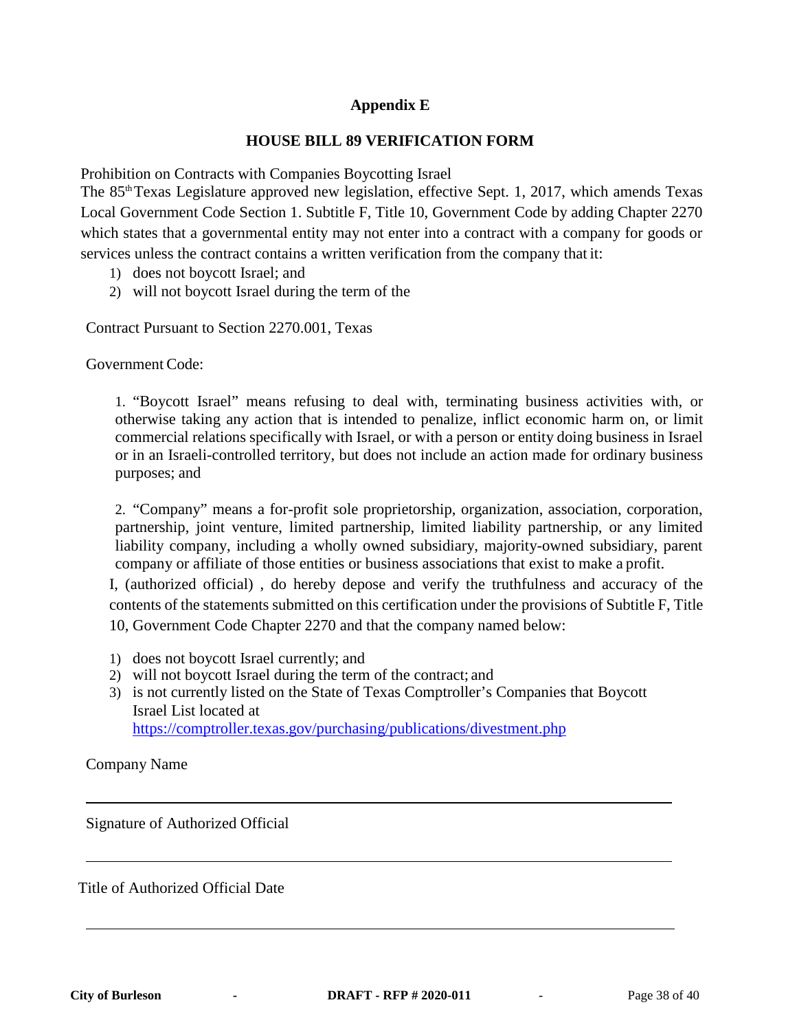## Appendix E

## HOUSE BILL 89 VERIFICATION FORM

Prohibition on Contracts with Companies Boycotting Israel

The 85th Texas Legislature approved new legislation, effective Sept. 1, 2017, which amends Texas Local Government Code Section 1. Subtitle F, Title 10, Government Code by adding Chapter 2270 which states that a governmental entity may not enter into a contract with a company for goods or services unless the contract contains a written verification from the company that it:

1) does not boycott Israel; and
2) will not boycott Israel during the term of the

Contract Pursuant to Section 2270.001, Texas

Government Code:

1. "Boycott Israel" means refusing to deal with, terminating business activities with, or otherwise taking any action that is intended to penalize, inflict economic harm on, or limit commercial relations specifically with Israel, or with a person or entity doing business in Israel or in an Israeli-controlled territory, but does not include an action made for ordinary business purposes; and

2. "Company" means a for-profit sole proprietorship, organization, association, corporation, partnership, joint venture, limited partnership, limited liability partnership, or any limited liability company, including a wholly owned subsidiary, majority-owned subsidiary, parent company or affiliate of those entities or business associations that exist to make a profit.

I, (authorized official) , do hereby depose and verify the truthfulness and accuracy of the contents of the statements submitted on this certification under the provisions of Subtitle F, Title 10, Government Code Chapter 2270 and that the company named below:

1) does not boycott Israel currently; and
2) will not boycott Israel during the term of the contract; and
3) is not currently listed on the State of Texas Comptroller's Companies that Boycott Israel List located at https://comptroller.texas.gov/purchasing/publications/divestment.php

Company Name

___________________________________________________________

Signature of Authorized Official

___________________________________________________________

Title of Authorized Official Date

___________________________________________________________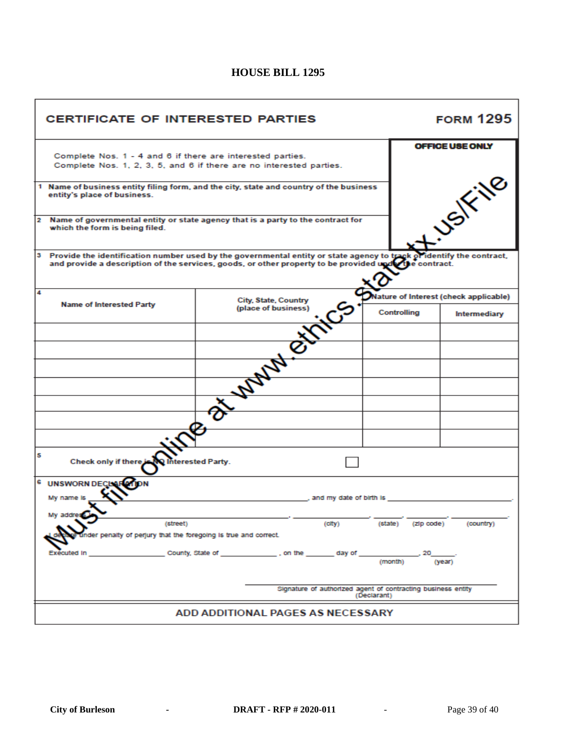# HOUSE BILL 1295

## CERTIFICATE OF INTERESTED PARTIES — FORM 1295

Complete Nos. 1 - 4 and 6 if there are interested parties.
Complete Nos. 1, 2, 3, 5, and 6 if there are no interested parties.

**OFFICE USE ONLY**

**1** Name of business entity filing form, and the city, state and country of the business entity's place of business.

**2** Name of governmental entity or state agency that is a party to the contract for which the form is being filed.

**3** Provide the identification number used by the governmental entity or state agency to track or identify the contract, and provide a description of the services, goods, or other property to be provided under the contract.

**4**

| Name of Interested Party | City, State, Country (place of business) | Nature of Interest (check applicable) | |
|---|---|---|---|
| | | Controlling | Intermediary |
| | | | |
| | | | |
| | | | |
| | | | |
| | | | |
| | | | |
| | | | |

**5** Check only if there is NO Interested Party. ☐

**6** **UNSWORN DECLARATION**

My name is _______________________________, and my date of birth is _______________________.

My address _______________________________, _______________, _______, _________, ___________.
(street) (city) (state) (zip code) (country)

I declare under penalty of perjury that the foregoing is true and correct.

Executed in _________________ County, State of ______________, on the _______ day of ______________, 20_____.
(month) (year)

_______________________________________
Signature of authorized agent of contracting business entity (Declarant)

**ADD ADDITIONAL PAGES AS NECESSARY**

Must file online at www.ethics.state.tx.us/File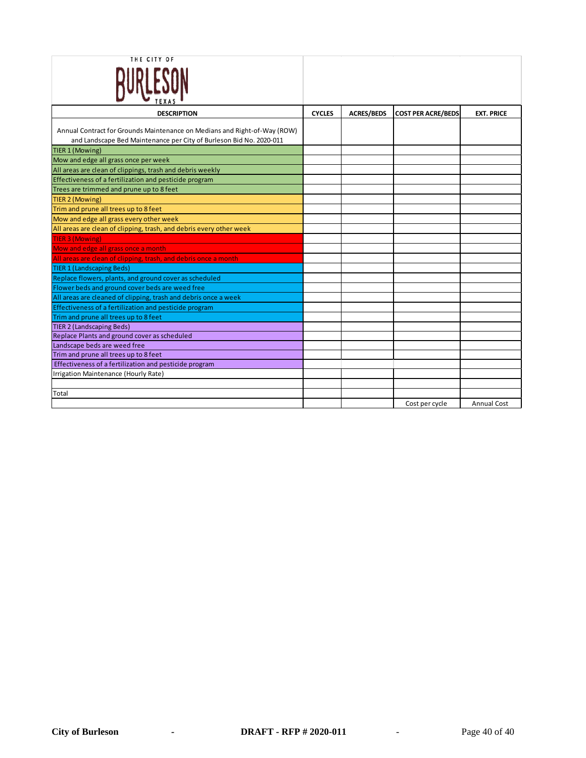THE CITY OF BURLESON TEXAS

| DESCRIPTION | CYCLES | ACRES/BEDS | COST PER ACRE/BEDS | EXT. PRICE |
|---|---|---|---|---|
| Annual Contract for Grounds Maintenance on Medians and Right-of-Way (ROW) and Landscape Bed Maintenance per City of Burleson Bid No. 2020-011 | | | | |
| TIER 1 (Mowing) | | | | |
| Mow and edge all grass once per week | | | | |
| All areas are clean of clippings, trash and debris weekly | | | | |
| Effectiveness of a fertilization and pesticide program | | | | |
| Trees are trimmed and prune up to 8 feet | | | | |
| TIER 2 (Mowing) | | | | |
| Trim and prune all trees up to 8 feet | | | | |
| Mow and edge all grass every other week | | | | |
| All areas are clean of clipping, trash, and debris every other week | | | | |
| TIER 3 (Mowing) | | | | |
| Mow and edge all grass once a month | | | | |
| All areas are clean of clipping, trash, and debris once a month | | | | |
| TIER 1 (Landscaping Beds) | | | | |
| Replace flowers, plants, and ground cover as scheduled | | | | |
| Flower beds and ground cover beds are weed free | | | | |
| All areas are cleaned of clipping, trash and debris once a week | | | | |
| Effectiveness of a fertilization and pesticide program | | | | |
| Trim and prune all trees up to 8 feet | | | | |
| TIER 2 (Landscaping Beds) | | | | |
| Replace Plants and ground cover as scheduled | | | | |
| Landscape beds are weed free | | | | |
| Trim and prune all trees up to 8 feet | | | | |
| Effectiveness of a fertilization and pesticide program | | | | |
| Irrigation Maintenance (Hourly Rate) | | | | |
| | | | | |
| Total | | | | |
| | | | Cost per cycle | Annual Cost |